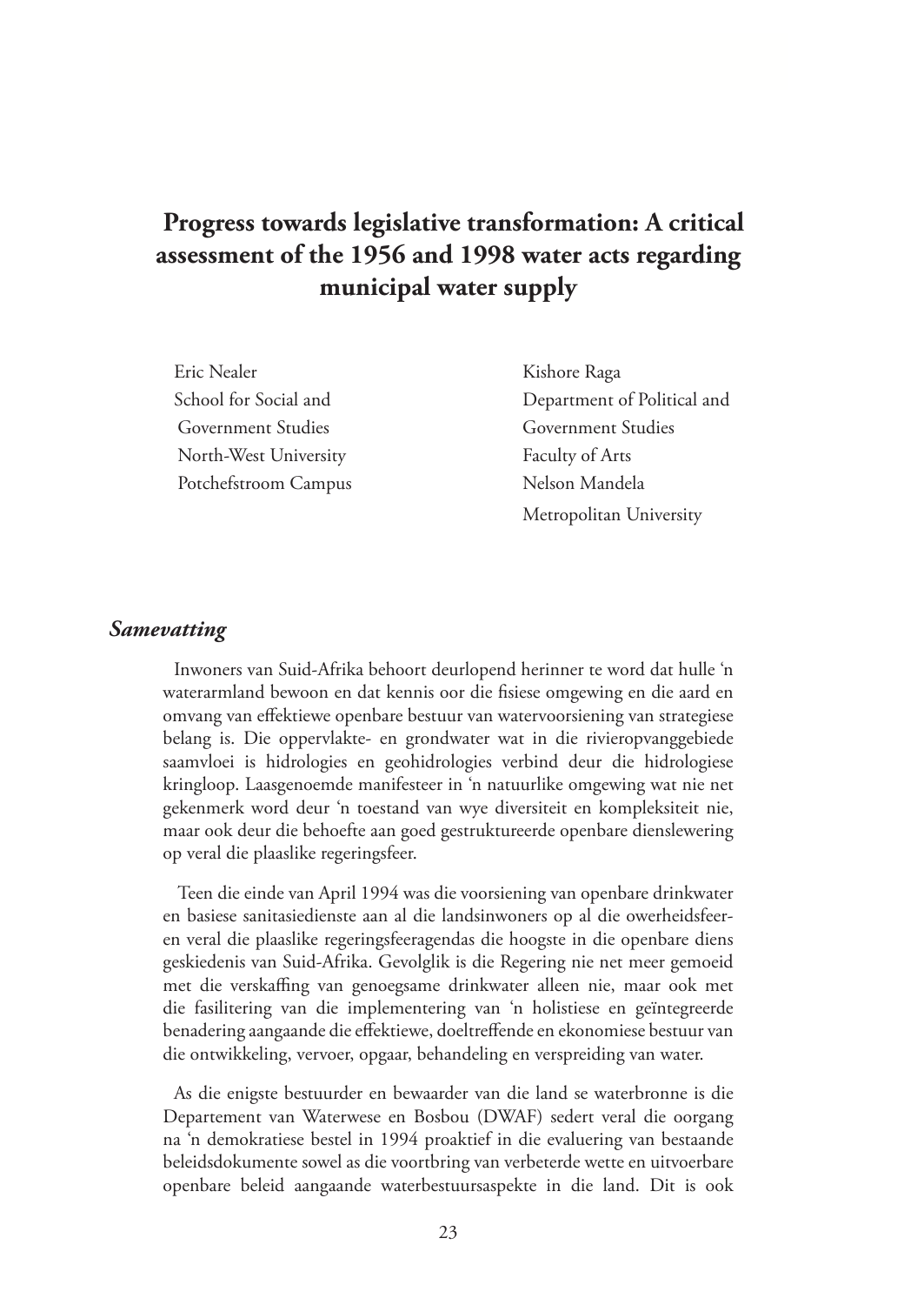# Progress towards legislative transformation: A critical assessment of the 1956 and 1998 water acts regarding municipal water supply

Eric Nealer
School for Social and Government Studies
North-West University
Potchefstroom Campus

Kishore Raga
Department of Political and Government Studies
Faculty of Arts
Nelson Mandela Metropolitan University

## *Samevatting*

Inwoners van Suid-Afrika behoort deurlopend herinner te word dat hulle ‘n waterarmland bewoon en dat kennis oor die fisiese omgewing en die aard en omvang van effektiewe openbare bestuur van watervoorsiening van strategiese belang is. Die oppervlakte- en grondwater wat in die rivieropvanggebiede saamvloei is hidrologies en geohidrologies verbind deur die hidrologiese kringloop. Laasgenoemde manifesteer in ‘n natuurlike omgewing wat nie net gekenmerk word deur ‘n toestand van wye diversiteit en kompleksiteit nie, maar ook deur die behoefte aan goed gestruktureerde openbare dienslewering op veral die plaaslike regeringsfeer.

Teen die einde van April 1994 was die voorsiening van openbare drinkwater en basiese sanitasiedienste aan al die landsinwoners op al die owerheidsfeer- en veral die plaaslike regeringsfeeragendas die hoogste in die openbare diens geskiedenis van Suid-Afrika. Gevolglik is die Regering nie net meer gemoeid met die verskaffing van genoegsame drinkwater alleen nie, maar ook met die fasilitering van die implementering van ‘n holistiese en geïntegreerde benadering aangaande die effektiewe, doeltreffende en ekonomiese bestuur van die ontwikkeling, vervoer, opgaar, behandeling en verspreiding van water.

As die enigste bestuurder en bewaarder van die land se waterbronne is die Departement van Waterwese en Bosbou (DWAF) sedert veral die oorgang na ‘n demokratiese bestel in 1994 proaktief in die evaluering van bestaande beleidsdokumente sowel as die voortbring van verbeterde wette en uitvoerbare openbare beleid aangaande waterbestuursaspekte in die land. Dit is ook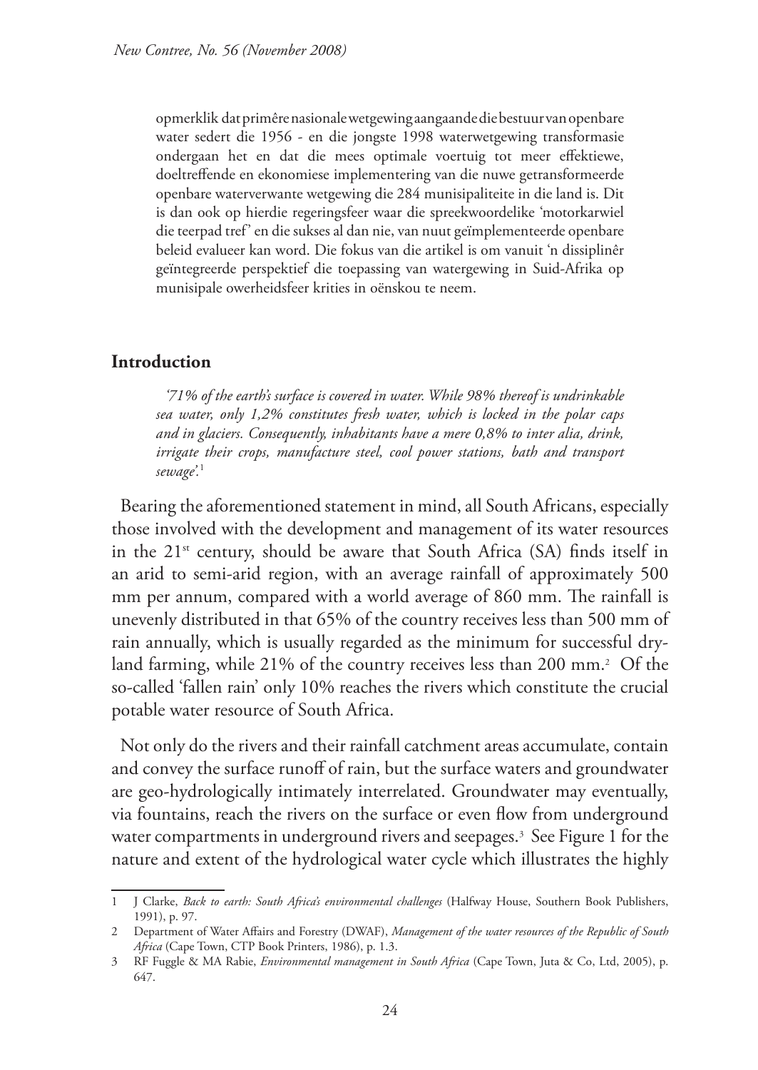opmerklik dat primêre nasionale wetgewing aangaande die bestuur van openbare water sedert die 1956 - en die jongste 1998 waterwetgewing transformasie ondergaan het en dat die mees optimale voertuig tot meer effektiewe, doeltreffende en ekonomiese implementering van die nuwe getransformeerde openbare waterverwante wetgewing die 284 munisipaliteite in die land is. Dit is dan ook op hierdie regeringsfeer waar die spreekwoordelike 'motorkarwiel die teerpad tref' en die sukses al dan nie, van nuut geïmplementeerde openbare beleid evalueer kan word. Die fokus van die artikel is om vanuit 'n dissiplinêr geïntegreerde perspektief die toepassing van watergewing in Suid-Afrika op munisipale owerheidsfeer krities in oënskou te neem.

## Introduction

*'71% of the earth's surface is covered in water. While 98% thereof is undrinkable sea water, only 1,2% constitutes fresh water, which is locked in the polar caps and in glaciers. Consequently, inhabitants have a mere 0,8% to inter alia, drink, irrigate their crops, manufacture steel, cool power stations, bath and transport sewage'.*[1]

Bearing the aforementioned statement in mind, all South Africans, especially those involved with the development and management of its water resources in the 21st century, should be aware that South Africa (SA) finds itself in an arid to semi-arid region, with an average rainfall of approximately 500 mm per annum, compared with a world average of 860 mm. The rainfall is unevenly distributed in that 65% of the country receives less than 500 mm of rain annually, which is usually regarded as the minimum for successful dry-land farming, while 21% of the country receives less than 200 mm.[2] Of the so-called 'fallen rain' only 10% reaches the rivers which constitute the crucial potable water resource of South Africa.

Not only do the rivers and their rainfall catchment areas accumulate, contain and convey the surface runoff of rain, but the surface waters and groundwater are geo-hydrologically intimately interrelated. Groundwater may eventually, via fountains, reach the rivers on the surface or even flow from underground water compartments in underground rivers and seepages.[3] See Figure 1 for the nature and extent of the hydrological water cycle which illustrates the highly

---

1 J Clarke, *Back to earth: South Africa's environmental challenges* (Halfway House, Southern Book Publishers, 1991), p. 97.

2 Department of Water Affairs and Forestry (DWAF), *Management of the water resources of the Republic of South Africa* (Cape Town, CTP Book Printers, 1986), p. 1.3.

3 RF Fuggle & MA Rabie, *Environmental management in South Africa* (Cape Town, Juta & Co, Ltd, 2005), p. 647.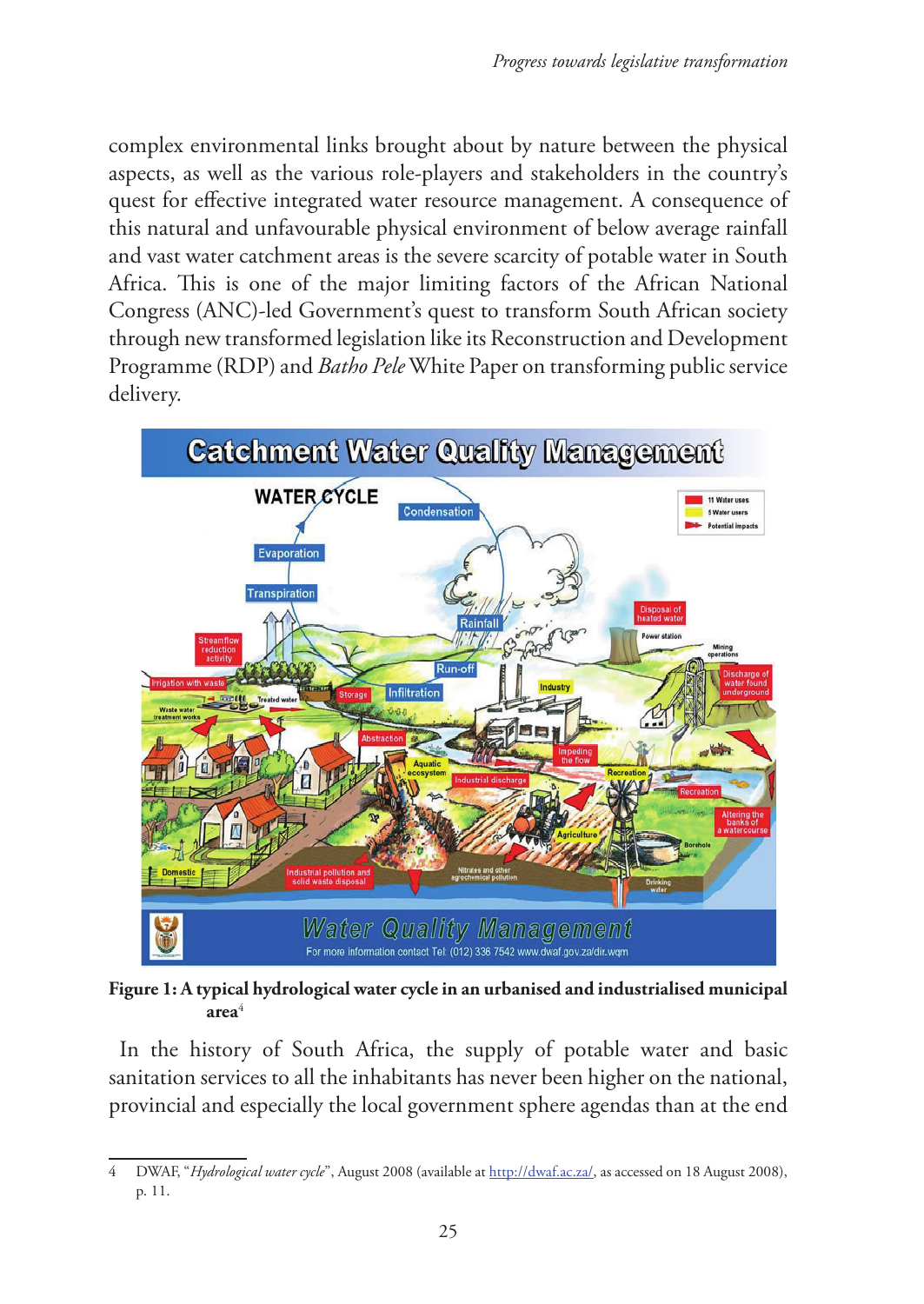complex environmental links brought about by nature between the physical aspects, as well as the various role-players and stakeholders in the country's quest for effective integrated water resource management. A consequence of this natural and unfavourable physical environment of below average rainfall and vast water catchment areas is the severe scarcity of potable water in South Africa. This is one of the major limiting factors of the African National Congress (ANC)-led Government's quest to transform South African society through new transformed legislation like its Reconstruction and Development Programme (RDP) and *Batho Pele* White Paper on transforming public service delivery.

**Figure 1: A typical hydrological water cycle in an urbanised and industrialised municipal area**[4]

In the history of South Africa, the supply of potable water and basic sanitation services to all the inhabitants has never been higher on the national, provincial and especially the local government sphere agendas than at the end

4 DWAF, "*Hydrological water cycle*", August 2008 (available at http://dwaf.ac.za/, as accessed on 18 August 2008), p. 11.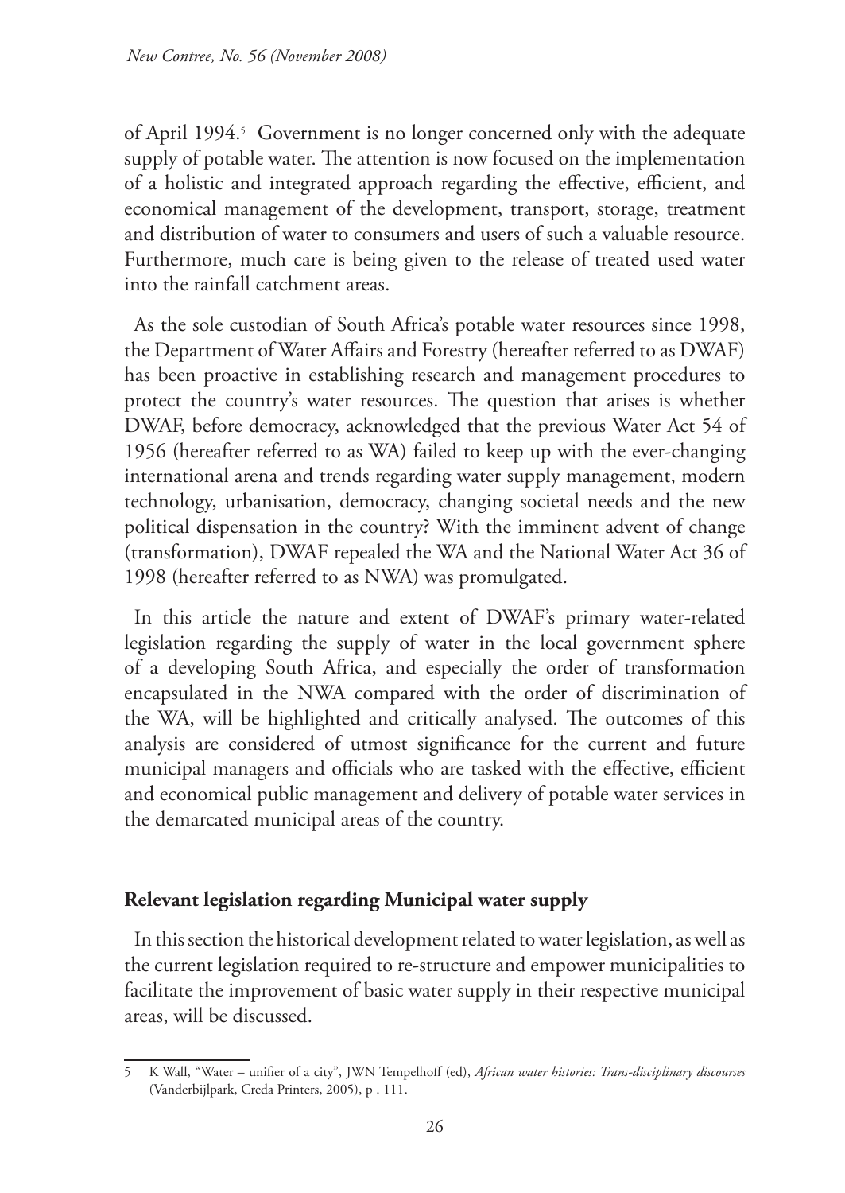of April 1994.[5] Government is no longer concerned only with the adequate supply of potable water. The attention is now focused on the implementation of a holistic and integrated approach regarding the effective, efficient, and economical management of the development, transport, storage, treatment and distribution of water to consumers and users of such a valuable resource. Furthermore, much care is being given to the release of treated used water into the rainfall catchment areas.

As the sole custodian of South Africa's potable water resources since 1998, the Department of Water Affairs and Forestry (hereafter referred to as DWAF) has been proactive in establishing research and management procedures to protect the country's water resources. The question that arises is whether DWAF, before democracy, acknowledged that the previous Water Act 54 of 1956 (hereafter referred to as WA) failed to keep up with the ever-changing international arena and trends regarding water supply management, modern technology, urbanisation, democracy, changing societal needs and the new political dispensation in the country? With the imminent advent of change (transformation), DWAF repealed the WA and the National Water Act 36 of 1998 (hereafter referred to as NWA) was promulgated.

In this article the nature and extent of DWAF's primary water-related legislation regarding the supply of water in the local government sphere of a developing South Africa, and especially the order of transformation encapsulated in the NWA compared with the order of discrimination of the WA, will be highlighted and critically analysed. The outcomes of this analysis are considered of utmost significance for the current and future municipal managers and officials who are tasked with the effective, efficient and economical public management and delivery of potable water services in the demarcated municipal areas of the country.

## Relevant legislation regarding Municipal water supply

In this section the historical development related to water legislation, as well as the current legislation required to re-structure and empower municipalities to facilitate the improvement of basic water supply in their respective municipal areas, will be discussed.

---

5 K Wall, "Water – unifier of a city", JWN Tempelhoff (ed), *African water histories: Trans-disciplinary discourses* (Vanderbijlpark, Creda Printers, 2005), p . 111.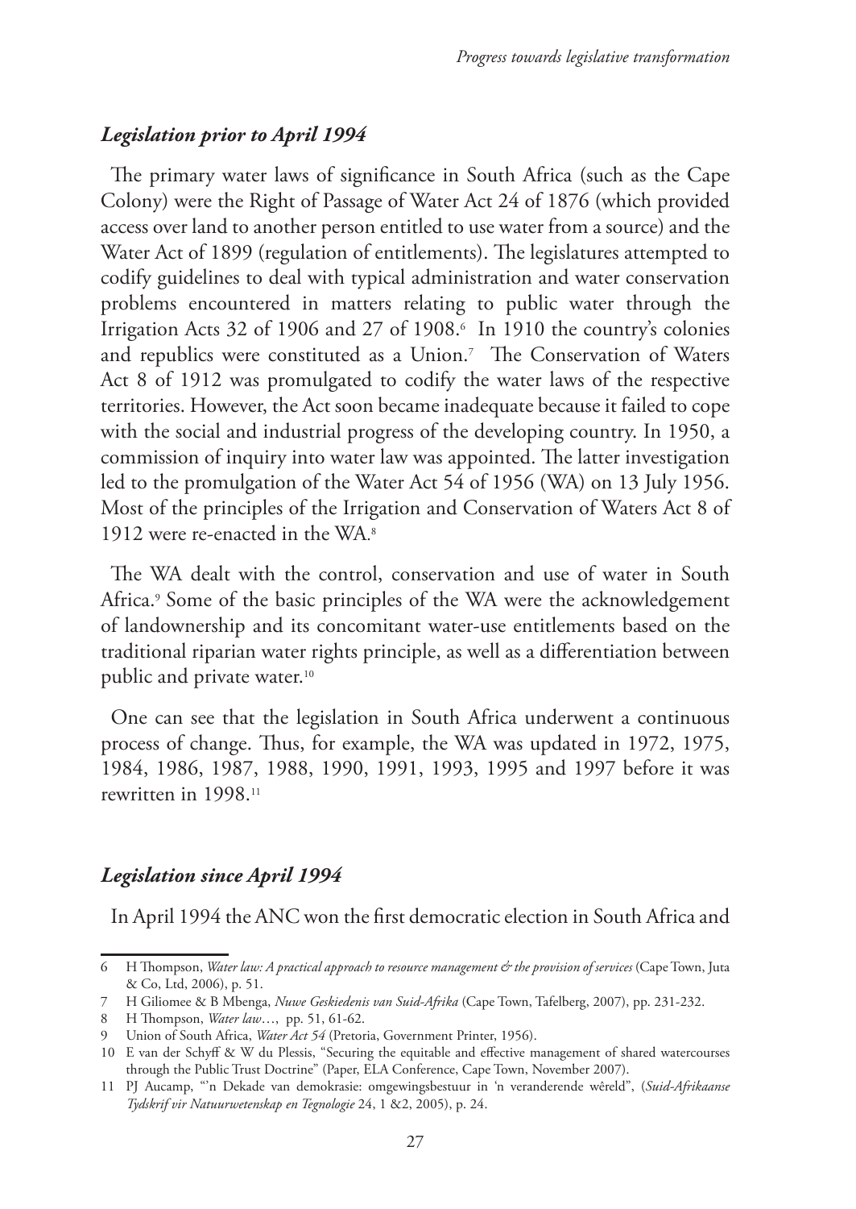### *Legislation prior to April 1994*

The primary water laws of significance in South Africa (such as the Cape Colony) were the Right of Passage of Water Act 24 of 1876 (which provided access over land to another person entitled to use water from a source) and the Water Act of 1899 (regulation of entitlements). The legislatures attempted to codify guidelines to deal with typical administration and water conservation problems encountered in matters relating to public water through the Irrigation Acts 32 of 1906 and 27 of 1908.[6] In 1910 the country's colonies and republics were constituted as a Union.[7] The Conservation of Waters Act 8 of 1912 was promulgated to codify the water laws of the respective territories. However, the Act soon became inadequate because it failed to cope with the social and industrial progress of the developing country. In 1950, a commission of inquiry into water law was appointed. The latter investigation led to the promulgation of the Water Act 54 of 1956 (WA) on 13 July 1956. Most of the principles of the Irrigation and Conservation of Waters Act 8 of 1912 were re-enacted in the WA.[8]

The WA dealt with the control, conservation and use of water in South Africa.[9] Some of the basic principles of the WA were the acknowledgement of landownership and its concomitant water-use entitlements based on the traditional riparian water rights principle, as well as a differentiation between public and private water.[10]

One can see that the legislation in South Africa underwent a continuous process of change. Thus, for example, the WA was updated in 1972, 1975, 1984, 1986, 1987, 1988, 1990, 1991, 1993, 1995 and 1997 before it was rewritten in 1998.[11]

### *Legislation since April 1994*

In April 1994 the ANC won the first democratic election in South Africa and

---

6 H Thompson, *Water law: A practical approach to resource management & the provision of services* (Cape Town, Juta & Co, Ltd, 2006), p. 51.

7 H Giliomee & B Mbenga, *Nuwe Geskiedenis van Suid-Afrika* (Cape Town, Tafelberg, 2007), pp. 231-232.

8 H Thompson, *Water law*…, pp. 51, 61-62.

9 Union of South Africa, *Water Act 54* (Pretoria, Government Printer, 1956).

10 E van der Schyff & W du Plessis, "Securing the equitable and effective management of shared watercourses through the Public Trust Doctrine" (Paper, ELA Conference, Cape Town, November 2007).

11 PJ Aucamp, "'n Dekade van demokrasie: omgewingsbestuur in 'n veranderende wêreld", (*Suid-Afrikaanse Tydskrif vir Natuurwetenskap en Tegnologie* 24, 1 &2, 2005), p. 24.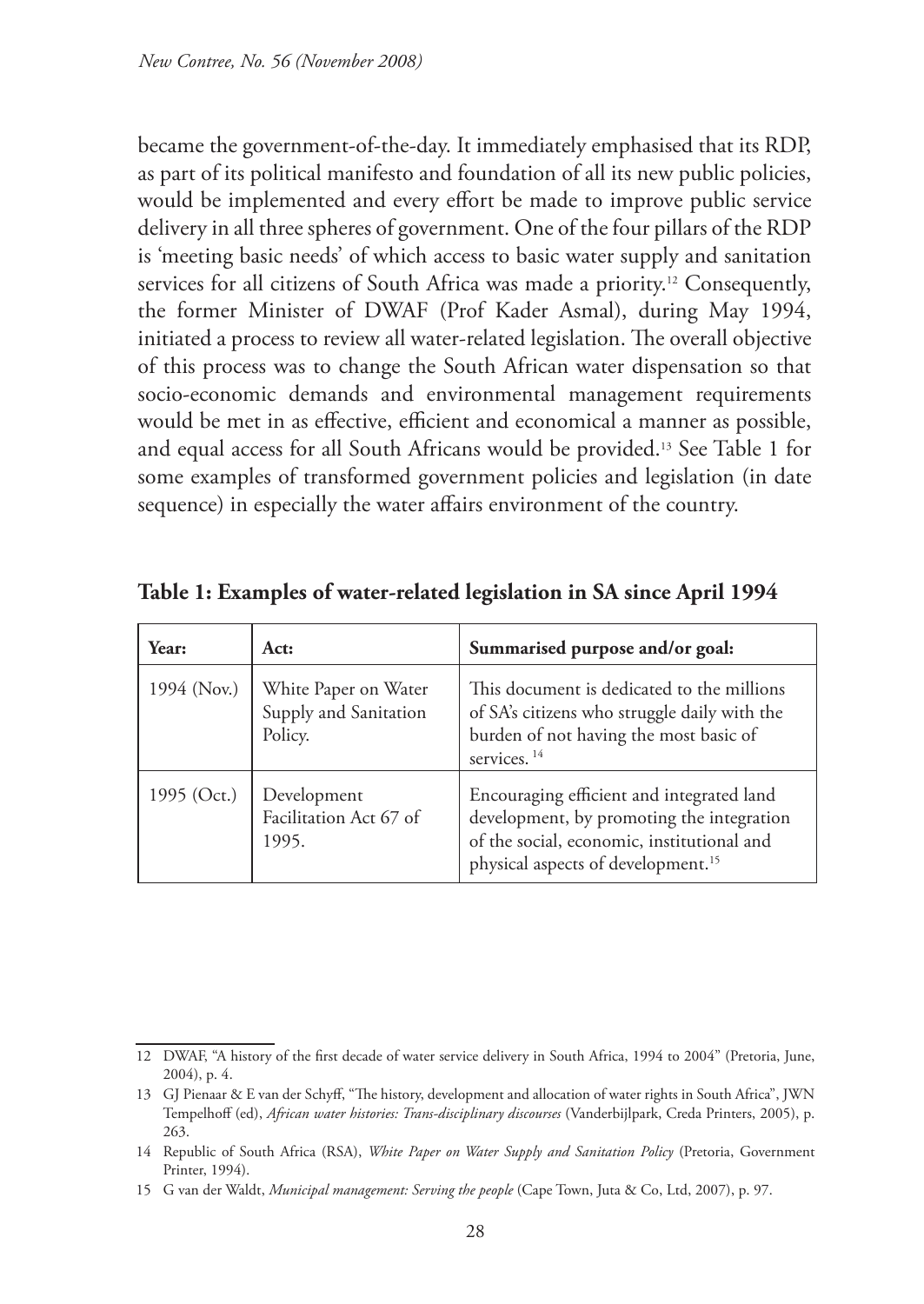became the government-of-the-day. It immediately emphasised that its RDP, as part of its political manifesto and foundation of all its new public policies, would be implemented and every effort be made to improve public service delivery in all three spheres of government. One of the four pillars of the RDP is 'meeting basic needs' of which access to basic water supply and sanitation services for all citizens of South Africa was made a priority.[12] Consequently, the former Minister of DWAF (Prof Kader Asmal), during May 1994, initiated a process to review all water-related legislation. The overall objective of this process was to change the South African water dispensation so that socio-economic demands and environmental management requirements would be met in as effective, efficient and economical a manner as possible, and equal access for all South Africans would be provided.[13] See Table 1 for some examples of transformed government policies and legislation (in date sequence) in especially the water affairs environment of the country.

**Table 1: Examples of water-related legislation in SA since April 1994**

| Year: | Act: | Summarised purpose and/or goal: |
|---|---|---|
| 1994 (Nov.) | White Paper on Water Supply and Sanitation Policy. | This document is dedicated to the millions of SA's citizens who struggle daily with the burden of not having the most basic of services. [14] |
| 1995 (Oct.) | Development Facilitation Act 67 of 1995. | Encouraging efficient and integrated land development, by promoting the integration of the social, economic, institutional and physical aspects of development.[15] |

12 DWAF, "A history of the first decade of water service delivery in South Africa, 1994 to 2004" (Pretoria, June, 2004), p. 4.

13 GJ Pienaar & E van der Schyff, "The history, development and allocation of water rights in South Africa", JWN Tempelhoff (ed), *African water histories: Trans-disciplinary discourses* (Vanderbijlpark, Creda Printers, 2005), p. 263.

14 Republic of South Africa (RSA), *White Paper on Water Supply and Sanitation Policy* (Pretoria, Government Printer, 1994).

15 G van der Waldt, *Municipal management: Serving the people* (Cape Town, Juta & Co, Ltd, 2007), p. 97.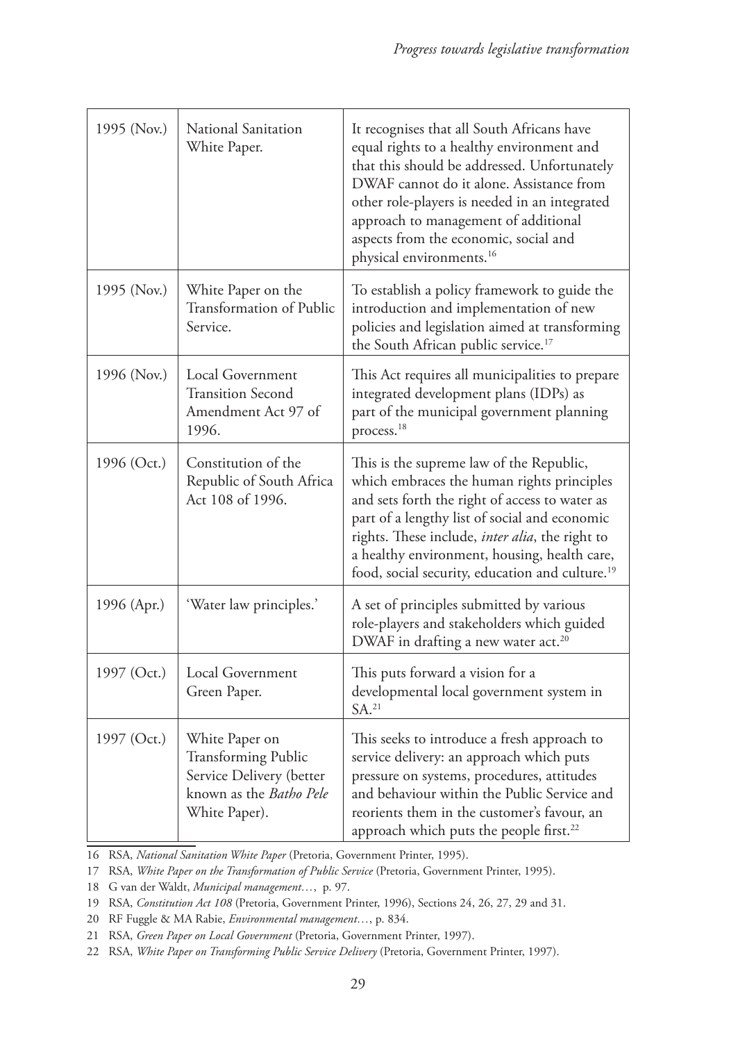| | | |
|---|---|---|
| 1995 (Nov.) | National Sanitation White Paper. | It recognises that all South Africans have equal rights to a healthy environment and that this should be addressed. Unfortunately DWAF cannot do it alone. Assistance from other role-players is needed in an integrated approach to management of additional aspects from the economic, social and physical environments.[16] |
| 1995 (Nov.) | White Paper on the Transformation of Public Service. | To establish a policy framework to guide the introduction and implementation of new policies and legislation aimed at transforming the South African public service.[17] |
| 1996 (Nov.) | Local Government Transition Second Amendment Act 97 of 1996. | This Act requires all municipalities to prepare integrated development plans (IDPs) as part of the municipal government planning process.[18] |
| 1996 (Oct.) | Constitution of the Republic of South Africa Act 108 of 1996. | This is the supreme law of the Republic, which embraces the human rights principles and sets forth the right of access to water as part of a lengthy list of social and economic rights. These include, *inter alia*, the right to a healthy environment, housing, health care, food, social security, education and culture.[19] |
| 1996 (Apr.) | 'Water law principles.' | A set of principles submitted by various role-players and stakeholders which guided DWAF in drafting a new water act.[20] |
| 1997 (Oct.) | Local Government Green Paper. | This puts forward a vision for a developmental local government system in SA.[21] |
| 1997 (Oct.) | White Paper on Transforming Public Service Delivery (better known as the *Batho Pele* White Paper). | This seeks to introduce a fresh approach to service delivery: an approach which puts pressure on systems, procedures, attitudes and behaviour within the Public Service and reorients them in the customer's favour, an approach which puts the people first.[22] |

16 RSA, *National Sanitation White Paper* (Pretoria, Government Printer, 1995).

17 RSA, *White Paper on the Transformation of Public Service* (Pretoria, Government Printer, 1995).

18 G van der Waldt, *Municipal management…*, p. 97.

19 RSA, *Constitution Act 108* (Pretoria, Government Printer, 1996), Sections 24, 26, 27, 29 and 31.

20 RF Fuggle & MA Rabie, *Environmental management…*, p. 834.

21 RSA, *Green Paper on Local Government* (Pretoria, Government Printer, 1997).

22 RSA, *White Paper on Transforming Public Service Delivery* (Pretoria, Government Printer, 1997).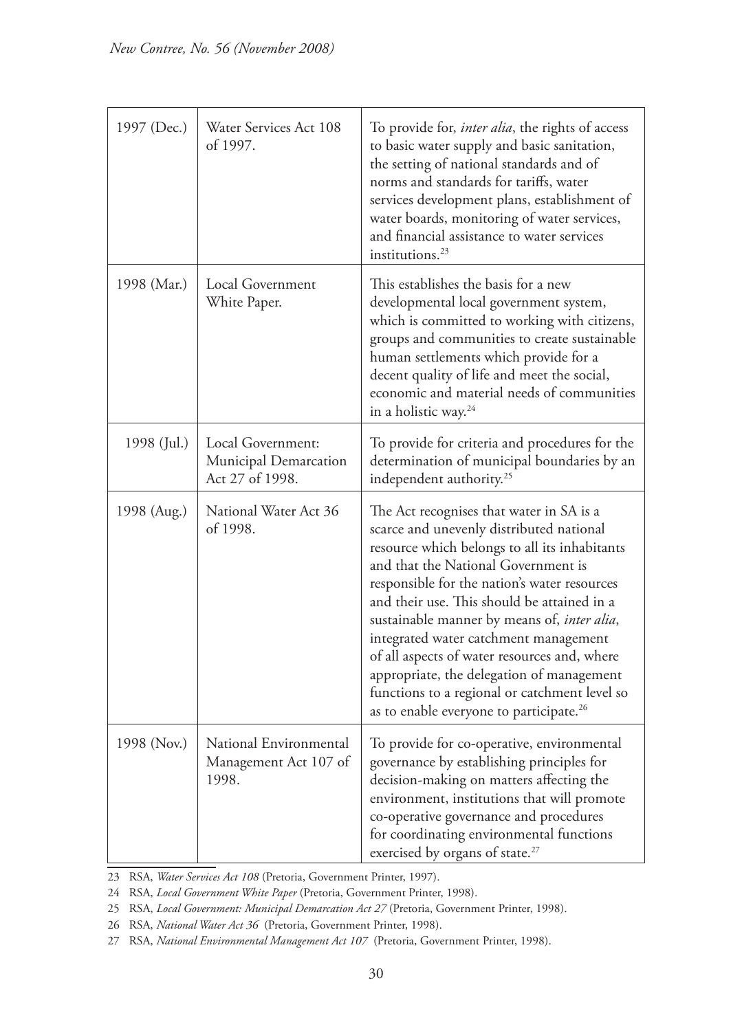| 1997 (Dec.) | Water Services Act 108 of 1997. | To provide for, *inter alia*, the rights of access to basic water supply and basic sanitation, the setting of national standards and of norms and standards for tariffs, water services development plans, establishment of water boards, monitoring of water services, and financial assistance to water services institutions.[23] |
|---|---|---|
| 1998 (Mar.) | Local Government White Paper. | This establishes the basis for a new developmental local government system, which is committed to working with citizens, groups and communities to create sustainable human settlements which provide for a decent quality of life and meet the social, economic and material needs of communities in a holistic way.[24] |
| 1998 (Jul.) | Local Government: Municipal Demarcation Act 27 of 1998. | To provide for criteria and procedures for the determination of municipal boundaries by an independent authority.[25] |
| 1998 (Aug.) | National Water Act 36 of 1998. | The Act recognises that water in SA is a scarce and unevenly distributed national resource which belongs to all its inhabitants and that the National Government is responsible for the nation's water resources and their use. This should be attained in a sustainable manner by means of, *inter alia*, integrated water catchment management of all aspects of water resources and, where appropriate, the delegation of management functions to a regional or catchment level so as to enable everyone to participate.[26] |
| 1998 (Nov.) | National Environmental Management Act 107 of 1998. | To provide for co-operative, environmental governance by establishing principles for decision-making on matters affecting the environment, institutions that will promote co-operative governance and procedures for coordinating environmental functions exercised by organs of state.[27] |

23 RSA, *Water Services Act 108* (Pretoria, Government Printer, 1997).

24 RSA, *Local Government White Paper* (Pretoria, Government Printer, 1998).

25 RSA, *Local Government: Municipal Demarcation Act 27* (Pretoria, Government Printer, 1998).

26 RSA, *National Water Act 36* (Pretoria, Government Printer, 1998).

27 RSA, *National Environmental Management Act 107* (Pretoria, Government Printer, 1998).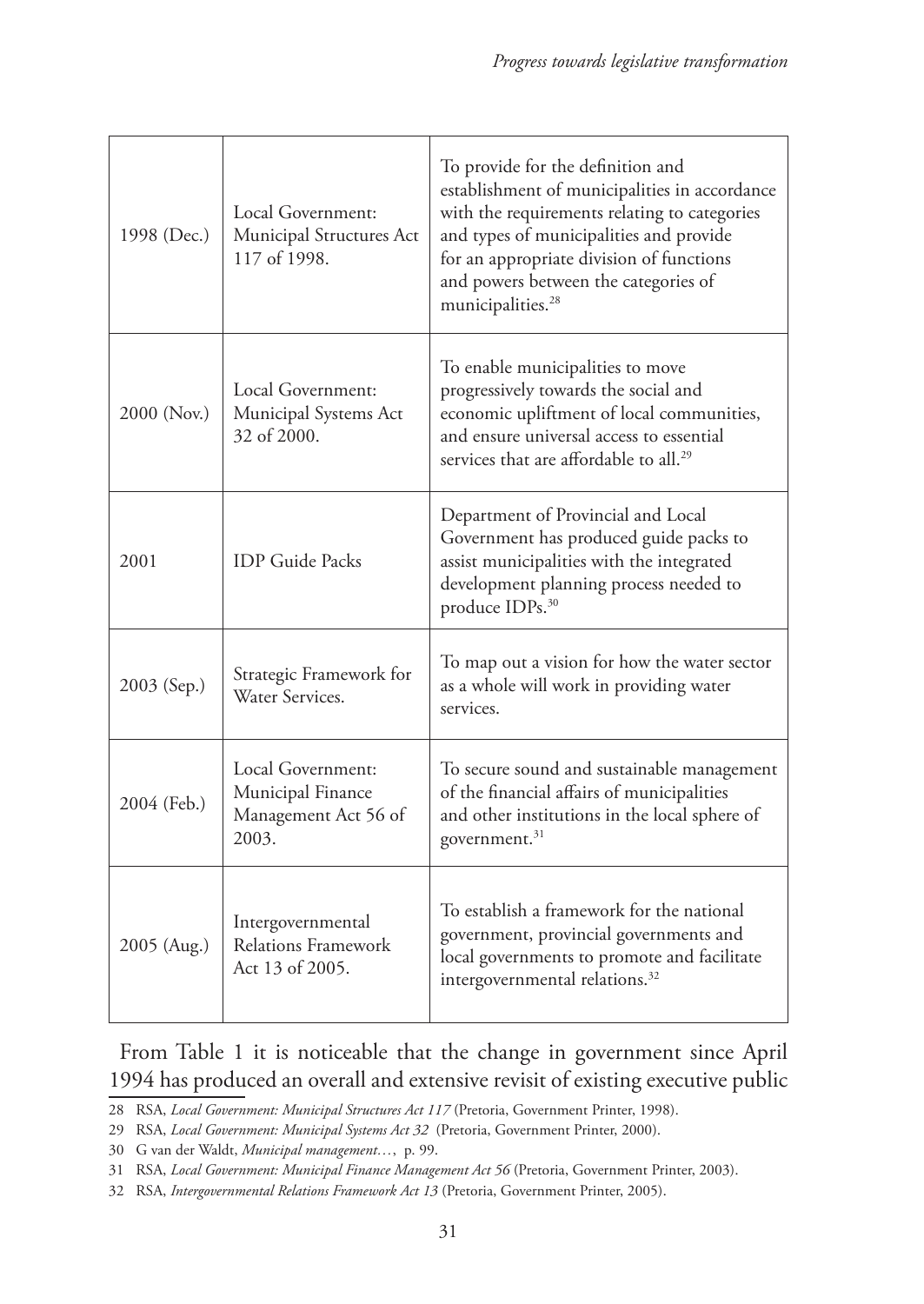| | | |
|---|---|---|
| 1998 (Dec.) | Local Government: Municipal Structures Act 117 of 1998. | To provide for the definition and establishment of municipalities in accordance with the requirements relating to categories and types of municipalities and provide for an appropriate division of functions and powers between the categories of municipalities.[28] |
| 2000 (Nov.) | Local Government: Municipal Systems Act 32 of 2000. | To enable municipalities to move progressively towards the social and economic upliftment of local communities, and ensure universal access to essential services that are affordable to all.[29] |
| 2001 | IDP Guide Packs | Department of Provincial and Local Government has produced guide packs to assist municipalities with the integrated development planning process needed to produce IDPs.[30] |
| 2003 (Sep.) | Strategic Framework for Water Services. | To map out a vision for how the water sector as a whole will work in providing water services. |
| 2004 (Feb.) | Local Government: Municipal Finance Management Act 56 of 2003. | To secure sound and sustainable management of the financial affairs of municipalities and other institutions in the local sphere of government.[31] |
| 2005 (Aug.) | Intergovernmental Relations Framework Act 13 of 2005. | To establish a framework for the national government, provincial governments and local governments to promote and facilitate intergovernmental relations.[32] |

From Table 1 it is noticeable that the change in government since April 1994 has produced an overall and extensive revisit of existing executive public

28 RSA, *Local Government: Municipal Structures Act 117* (Pretoria, Government Printer, 1998).

29 RSA, *Local Government: Municipal Systems Act 32* (Pretoria, Government Printer, 2000).

30 G van der Waldt, *Municipal management…*, p. 99.

31 RSA, *Local Government: Municipal Finance Management Act 56* (Pretoria, Government Printer, 2003).

32 RSA, *Intergovernmental Relations Framework Act 13* (Pretoria, Government Printer, 2005).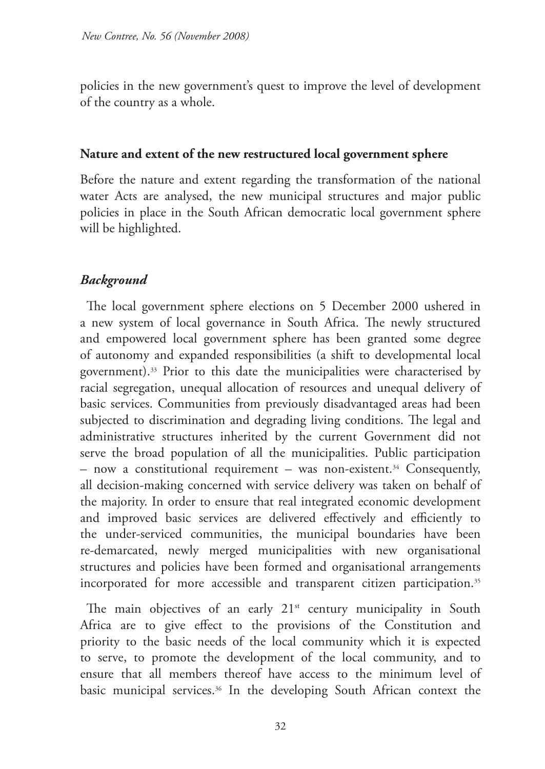policies in the new government's quest to improve the level of development of the country as a whole.

## Nature and extent of the new restructured local government sphere

Before the nature and extent regarding the transformation of the national water Acts are analysed, the new municipal structures and major public policies in place in the South African democratic local government sphere will be highlighted.

### *Background*

The local government sphere elections on 5 December 2000 ushered in a new system of local governance in South Africa. The newly structured and empowered local government sphere has been granted some degree of autonomy and expanded responsibilities (a shift to developmental local government).[33] Prior to this date the municipalities were characterised by racial segregation, unequal allocation of resources and unequal delivery of basic services. Communities from previously disadvantaged areas had been subjected to discrimination and degrading living conditions. The legal and administrative structures inherited by the current Government did not serve the broad population of all the municipalities. Public participation – now a constitutional requirement – was non-existent.[34] Consequently, all decision-making concerned with service delivery was taken on behalf of the majority. In order to ensure that real integrated economic development and improved basic services are delivered effectively and efficiently to the under-serviced communities, the municipal boundaries have been re-demarcated, newly merged municipalities with new organisational structures and policies have been formed and organisational arrangements incorporated for more accessible and transparent citizen participation.[35]

The main objectives of an early 21st century municipality in South Africa are to give effect to the provisions of the Constitution and priority to the basic needs of the local community which it is expected to serve, to promote the development of the local community, and to ensure that all members thereof have access to the minimum level of basic municipal services.[36] In the developing South African context the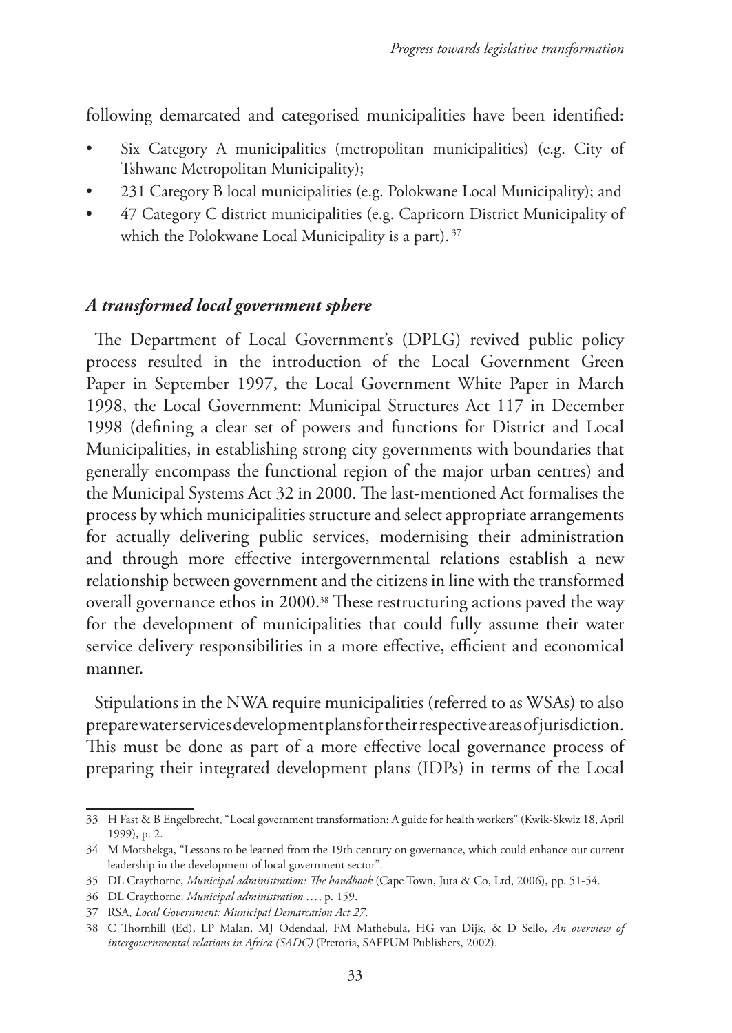following demarcated and categorised municipalities have been identified:

- Six Category A municipalities (metropolitan municipalities) (e.g. City of Tshwane Metropolitan Municipality);
- 231 Category B local municipalities (e.g. Polokwane Local Municipality); and
- 47 Category C district municipalities (e.g. Capricorn District Municipality of which the Polokwane Local Municipality is a part). [37]

### *A transformed local government sphere*

The Department of Local Government's (DPLG) revived public policy process resulted in the introduction of the Local Government Green Paper in September 1997, the Local Government White Paper in March 1998, the Local Government: Municipal Structures Act 117 in December 1998 (defining a clear set of powers and functions for District and Local Municipalities, in establishing strong city governments with boundaries that generally encompass the functional region of the major urban centres) and the Municipal Systems Act 32 in 2000. The last-mentioned Act formalises the process by which municipalities structure and select appropriate arrangements for actually delivering public services, modernising their administration and through more effective intergovernmental relations establish a new relationship between government and the citizens in line with the transformed overall governance ethos in 2000.[38] These restructuring actions paved the way for the development of municipalities that could fully assume their water service delivery responsibilities in a more effective, efficient and economical manner.

Stipulations in the NWA require municipalities (referred to as WSAs) to also prepare water services development plans for their respective areas of jurisdiction. This must be done as part of a more effective local governance process of preparing their integrated development plans (IDPs) in terms of the Local

---

33 H Fast & B Engelbrecht, "Local government transformation: A guide for health workers" (Kwik-Skwiz 18, April 1999), p. 2.

34 M Motshekga, "Lessons to be learned from the 19th century on governance, which could enhance our current leadership in the development of local government sector".

35 DL Craythorne, *Municipal administration: The handbook* (Cape Town, Juta & Co, Ltd, 2006), pp. 51-54.

36 DL Craythorne, *Municipal administration …*, p. 159.

37 RSA, *Local Government: Municipal Demarcation Act 27*.

38 C Thornhill (Ed), LP Malan, MJ Odendaal, FM Mathebula, HG van Dijk, & D Sello, *An overview of intergovernmental relations in Africa (SADC)* (Pretoria, SAFPUM Publishers, 2002).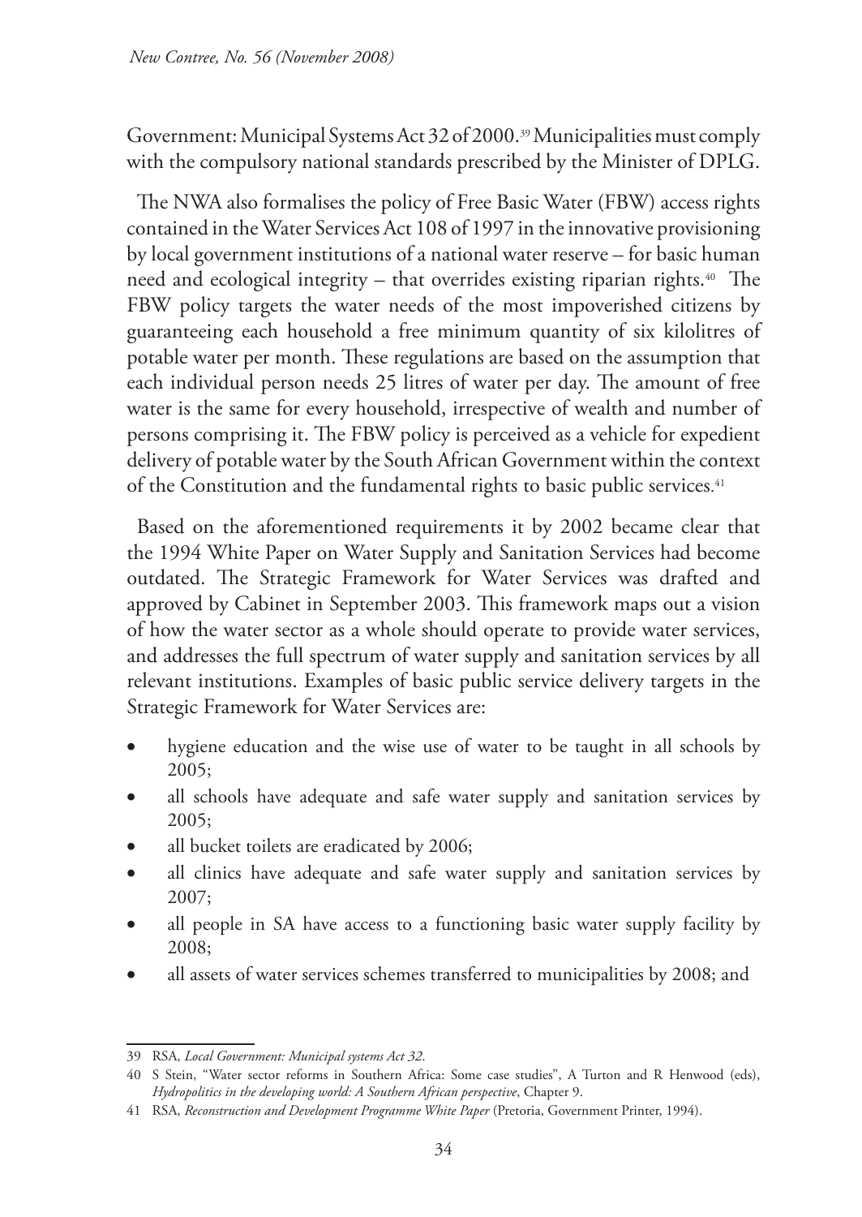Government: Municipal Systems Act 32 of 2000.[39] Municipalities must comply with the compulsory national standards prescribed by the Minister of DPLG.

The NWA also formalises the policy of Free Basic Water (FBW) access rights contained in the Water Services Act 108 of 1997 in the innovative provisioning by local government institutions of a national water reserve – for basic human need and ecological integrity – that overrides existing riparian rights.[40] The FBW policy targets the water needs of the most impoverished citizens by guaranteeing each household a free minimum quantity of six kilolitres of potable water per month. These regulations are based on the assumption that each individual person needs 25 litres of water per day. The amount of free water is the same for every household, irrespective of wealth and number of persons comprising it. The FBW policy is perceived as a vehicle for expedient delivery of potable water by the South African Government within the context of the Constitution and the fundamental rights to basic public services.[41]

Based on the aforementioned requirements it by 2002 became clear that the 1994 White Paper on Water Supply and Sanitation Services had become outdated. The Strategic Framework for Water Services was drafted and approved by Cabinet in September 2003. This framework maps out a vision of how the water sector as a whole should operate to provide water services, and addresses the full spectrum of water supply and sanitation services by all relevant institutions. Examples of basic public service delivery targets in the Strategic Framework for Water Services are:

- hygiene education and the wise use of water to be taught in all schools by 2005;
- all schools have adequate and safe water supply and sanitation services by 2005;
- all bucket toilets are eradicated by 2006;
- all clinics have adequate and safe water supply and sanitation services by 2007;
- all people in SA have access to a functioning basic water supply facility by 2008;
- all assets of water services schemes transferred to municipalities by 2008; and

---

39 RSA, *Local Government: Municipal systems Act 32*.

40 S Stein, "Water sector reforms in Southern Africa: Some case studies", A Turton and R Henwood (eds), *Hydropolitics in the developing world: A Southern African perspective*, Chapter 9.

41 RSA, *Reconstruction and Development Programme White Paper* (Pretoria, Government Printer, 1994).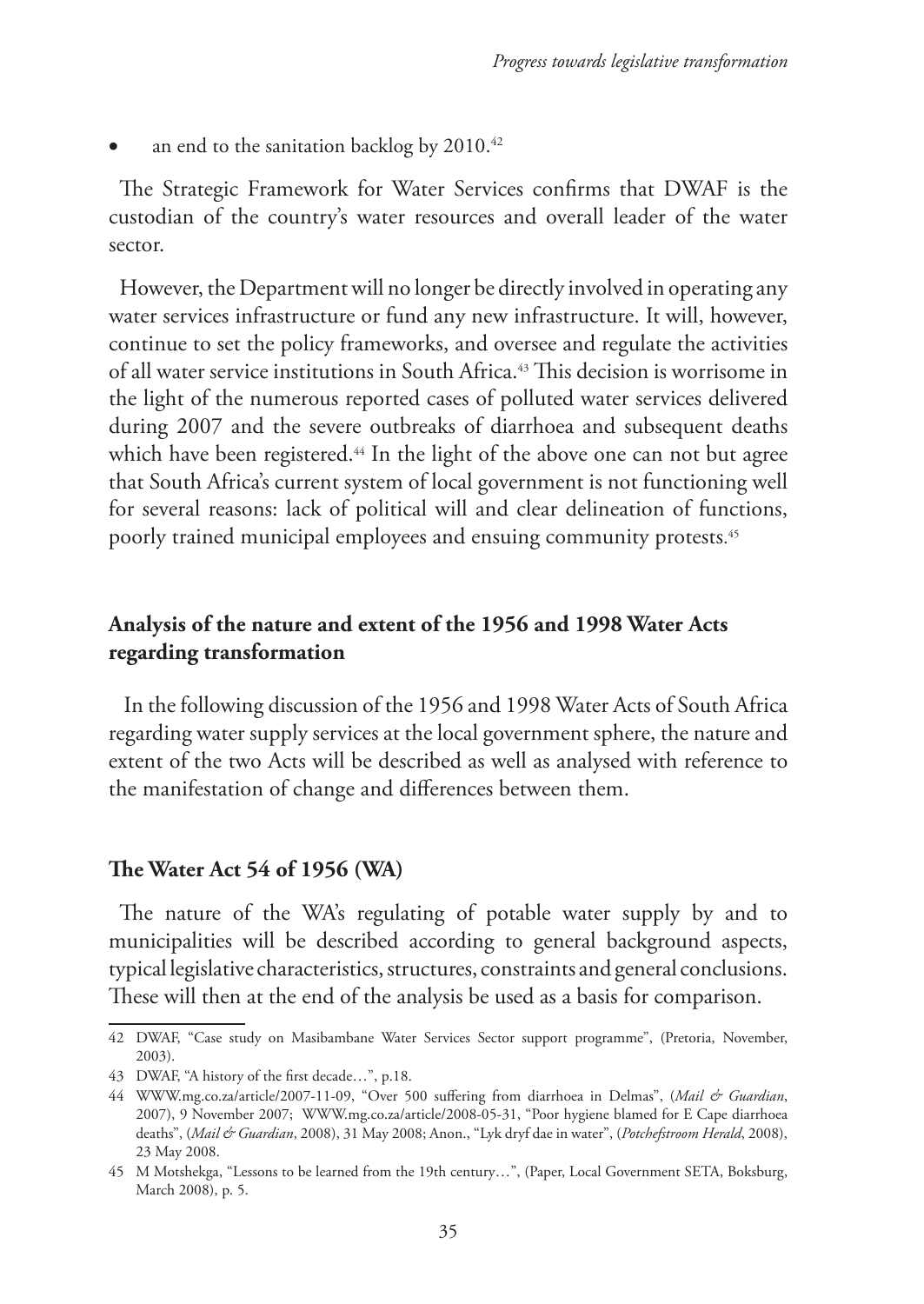- an end to the sanitation backlog by 2010.[42]

The Strategic Framework for Water Services confirms that DWAF is the custodian of the country's water resources and overall leader of the water sector.

However, the Department will no longer be directly involved in operating any water services infrastructure or fund any new infrastructure. It will, however, continue to set the policy frameworks, and oversee and regulate the activities of all water service institutions in South Africa.[43] This decision is worrisome in the light of the numerous reported cases of polluted water services delivered during 2007 and the severe outbreaks of diarrhoea and subsequent deaths which have been registered.[44] In the light of the above one can not but agree that South Africa's current system of local government is not functioning well for several reasons: lack of political will and clear delineation of functions, poorly trained municipal employees and ensuing community protests.[45]

## Analysis of the nature and extent of the 1956 and 1998 Water Acts regarding transformation

In the following discussion of the 1956 and 1998 Water Acts of South Africa regarding water supply services at the local government sphere, the nature and extent of the two Acts will be described as well as analysed with reference to the manifestation of change and differences between them.

### The Water Act 54 of 1956 (WA)

The nature of the WA's regulating of potable water supply by and to municipalities will be described according to general background aspects, typical legislative characteristics, structures, constraints and general conclusions. These will then at the end of the analysis be used as a basis for comparison.

---

42 DWAF, "Case study on Masibambane Water Services Sector support programme", (Pretoria, November, 2003).

43 DWAF, "A history of the first decade…", p.18.

44 WWW.mg.co.za/article/2007-11-09, "Over 500 suffering from diarrhoea in Delmas", (*Mail & Guardian*, 2007), 9 November 2007; WWW.mg.co.za/article/2008-05-31, "Poor hygiene blamed for E Cape diarrhoea deaths", (*Mail & Guardian*, 2008), 31 May 2008; Anon., "Lyk dryf dae in water", (*Potchefstroom Herald*, 2008), 23 May 2008.

45 M Motshekga, "Lessons to be learned from the 19th century…", (Paper, Local Government SETA, Boksburg, March 2008), p. 5.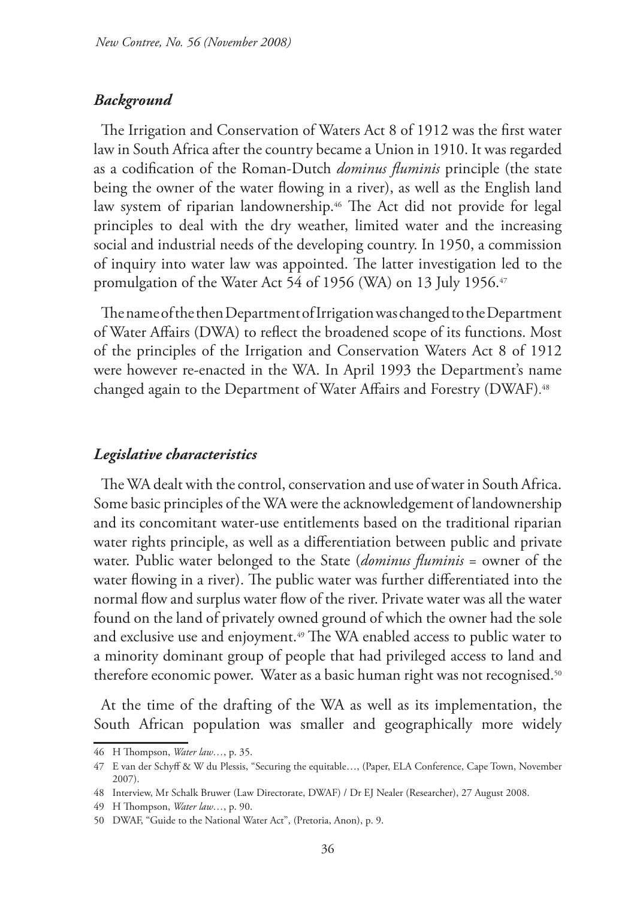### *Background*

The Irrigation and Conservation of Waters Act 8 of 1912 was the first water law in South Africa after the country became a Union in 1910. It was regarded as a codification of the Roman-Dutch *dominus fluminis* principle (the state being the owner of the water flowing in a river), as well as the English land law system of riparian landownership.[46] The Act did not provide for legal principles to deal with the dry weather, limited water and the increasing social and industrial needs of the developing country. In 1950, a commission of inquiry into water law was appointed. The latter investigation led to the promulgation of the Water Act 54 of 1956 (WA) on 13 July 1956.[47]

The name of the then Department of Irrigation was changed to the Department of Water Affairs (DWA) to reflect the broadened scope of its functions. Most of the principles of the Irrigation and Conservation Waters Act 8 of 1912 were however re-enacted in the WA. In April 1993 the Department's name changed again to the Department of Water Affairs and Forestry (DWAF).[48]

### *Legislative characteristics*

The WA dealt with the control, conservation and use of water in South Africa. Some basic principles of the WA were the acknowledgement of landownership and its concomitant water-use entitlements based on the traditional riparian water rights principle, as well as a differentiation between public and private water. Public water belonged to the State (*dominus fluminis* = owner of the water flowing in a river). The public water was further differentiated into the normal flow and surplus water flow of the river. Private water was all the water found on the land of privately owned ground of which the owner had the sole and exclusive use and enjoyment.[49] The WA enabled access to public water to a minority dominant group of people that had privileged access to land and therefore economic power. Water as a basic human right was not recognised.[50]

At the time of the drafting of the WA as well as its implementation, the South African population was smaller and geographically more widely

---

46 H Thompson, *Water law…*, p. 35.

47 E van der Schyff & W du Plessis, "Securing the equitable…, (Paper, ELA Conference, Cape Town, November 2007).

48 Interview, Mr Schalk Bruwer (Law Directorate, DWAF) / Dr EJ Nealer (Researcher), 27 August 2008.

49 H Thompson, *Water law…*, p. 90.

50 DWAF, "Guide to the National Water Act", (Pretoria, Anon), p. 9.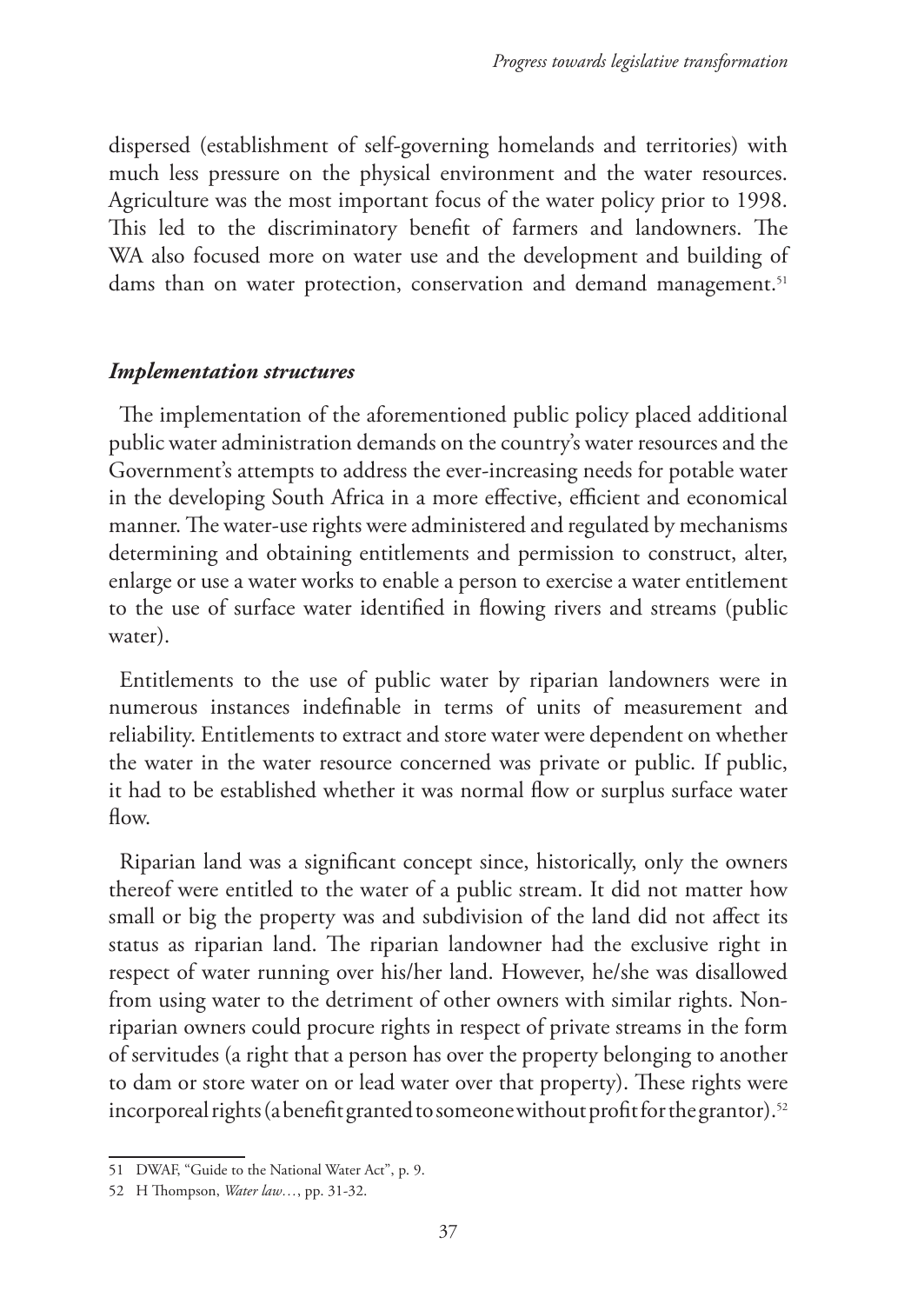dispersed (establishment of self-governing homelands and territories) with much less pressure on the physical environment and the water resources. Agriculture was the most important focus of the water policy prior to 1998. This led to the discriminatory benefit of farmers and landowners. The WA also focused more on water use and the development and building of dams than on water protection, conservation and demand management.[51]

### *Implementation structures*

The implementation of the aforementioned public policy placed additional public water administration demands on the country's water resources and the Government's attempts to address the ever-increasing needs for potable water in the developing South Africa in a more effective, efficient and economical manner. The water-use rights were administered and regulated by mechanisms determining and obtaining entitlements and permission to construct, alter, enlarge or use a water works to enable a person to exercise a water entitlement to the use of surface water identified in flowing rivers and streams (public water).

Entitlements to the use of public water by riparian landowners were in numerous instances indefinable in terms of units of measurement and reliability. Entitlements to extract and store water were dependent on whether the water in the water resource concerned was private or public. If public, it had to be established whether it was normal flow or surplus surface water flow.

Riparian land was a significant concept since, historically, only the owners thereof were entitled to the water of a public stream. It did not matter how small or big the property was and subdivision of the land did not affect its status as riparian land. The riparian landowner had the exclusive right in respect of water running over his/her land. However, he/she was disallowed from using water to the detriment of other owners with similar rights. Non-riparian owners could procure rights in respect of private streams in the form of servitudes (a right that a person has over the property belonging to another to dam or store water on or lead water over that property). These rights were incorporeal rights (a benefit granted to someone without profit for the grantor).[52]

---

51 DWAF, "Guide to the National Water Act", p. 9.

52 H Thompson, *Water law…*, pp. 31-32.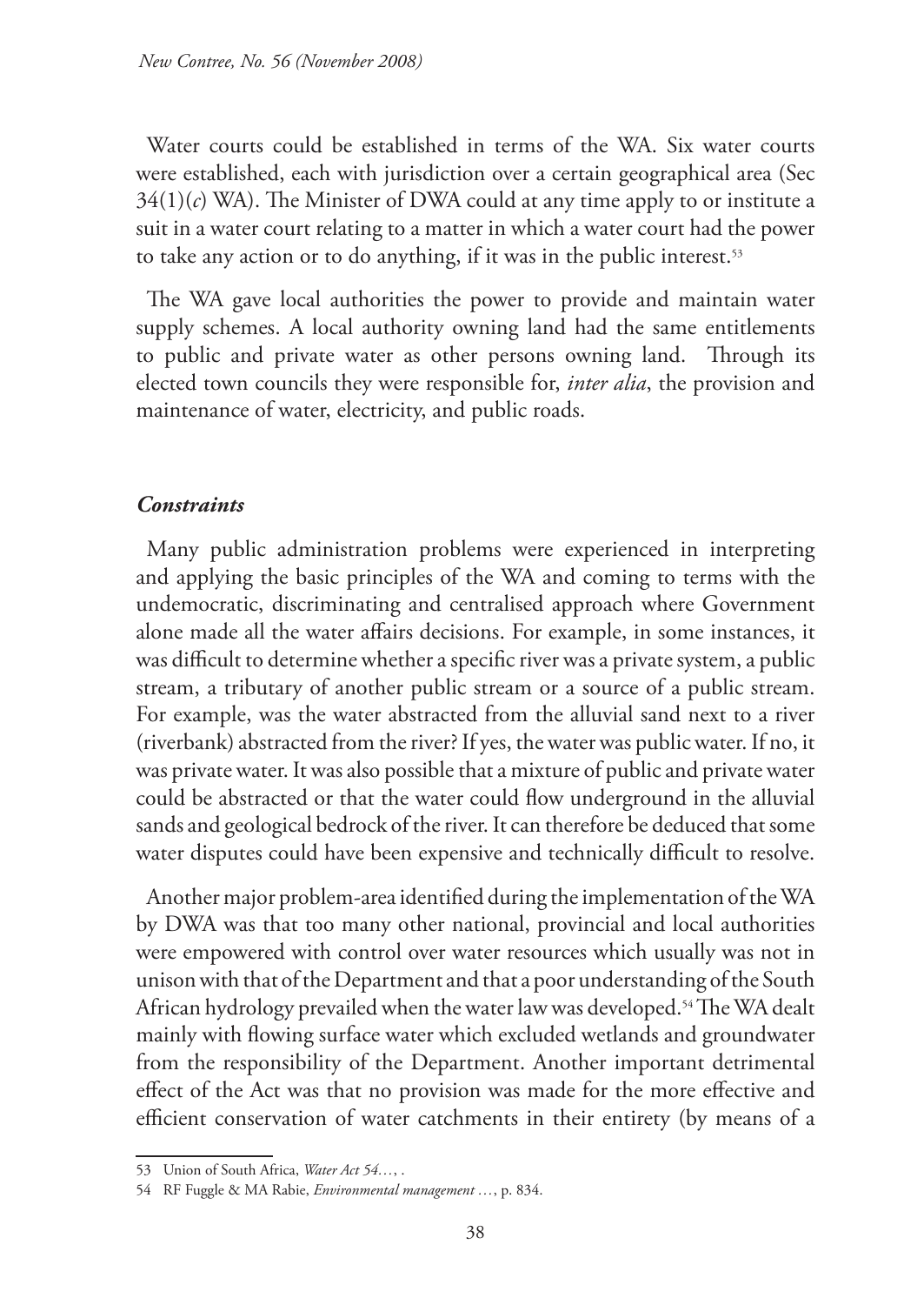Water courts could be established in terms of the WA. Six water courts were established, each with jurisdiction over a certain geographical area (Sec 34(1)(*c*) WA). The Minister of DWA could at any time apply to or institute a suit in a water court relating to a matter in which a water court had the power to take any action or to do anything, if it was in the public interest.[53]

The WA gave local authorities the power to provide and maintain water supply schemes. A local authority owning land had the same entitlements to public and private water as other persons owning land. Through its elected town councils they were responsible for, *inter alia*, the provision and maintenance of water, electricity, and public roads.

### *Constraints*

Many public administration problems were experienced in interpreting and applying the basic principles of the WA and coming to terms with the undemocratic, discriminating and centralised approach where Government alone made all the water affairs decisions. For example, in some instances, it was difficult to determine whether a specific river was a private system, a public stream, a tributary of another public stream or a source of a public stream. For example, was the water abstracted from the alluvial sand next to a river (riverbank) abstracted from the river? If yes, the water was public water. If no, it was private water. It was also possible that a mixture of public and private water could be abstracted or that the water could flow underground in the alluvial sands and geological bedrock of the river. It can therefore be deduced that some water disputes could have been expensive and technically difficult to resolve.

Another major problem-area identified during the implementation of the WA by DWA was that too many other national, provincial and local authorities were empowered with control over water resources which usually was not in unison with that of the Department and that a poor understanding of the South African hydrology prevailed when the water law was developed.[54] The WA dealt mainly with flowing surface water which excluded wetlands and groundwater from the responsibility of the Department. Another important detrimental effect of the Act was that no provision was made for the more effective and efficient conservation of water catchments in their entirety (by means of a

---

53 Union of South Africa, *Water Act 54…*, .

54 RF Fuggle & MA Rabie, *Environmental management …*, p. 834.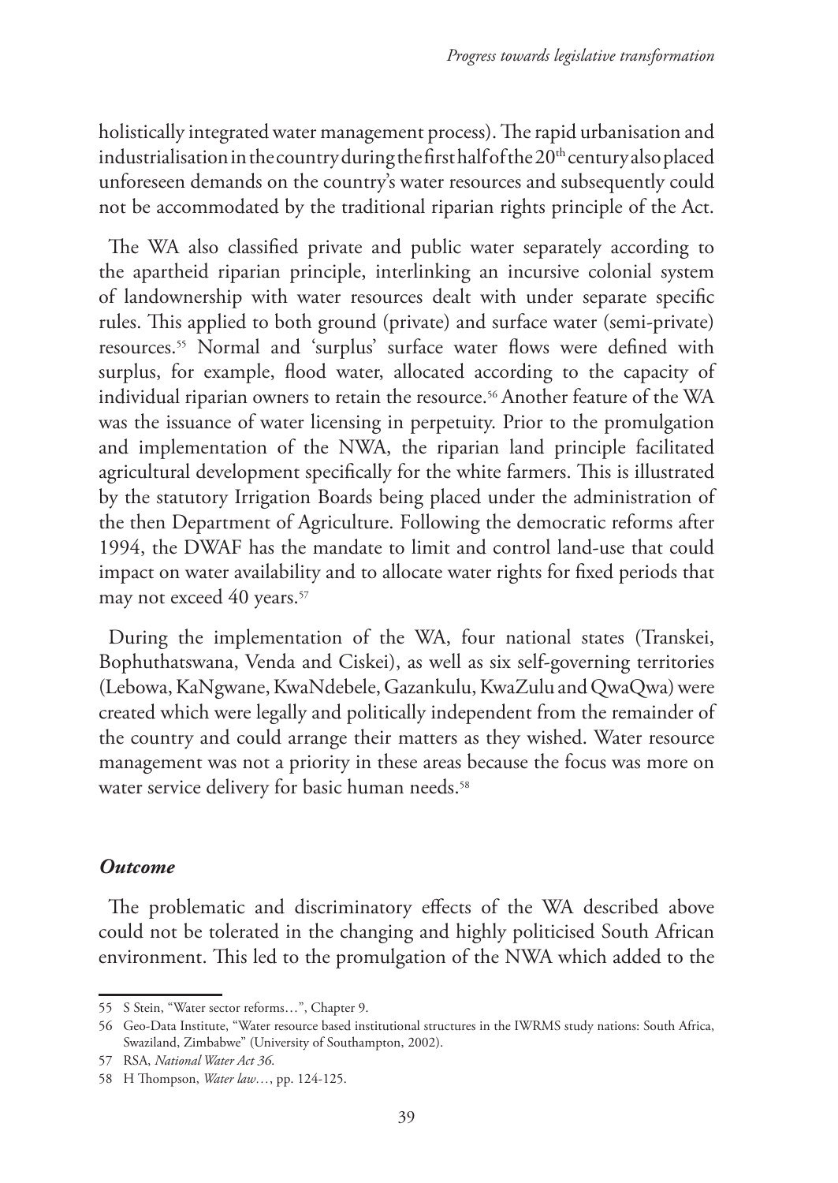holistically integrated water management process). The rapid urbanisation and industrialisation in the country during the first half of the 20th century also placed unforeseen demands on the country's water resources and subsequently could not be accommodated by the traditional riparian rights principle of the Act.

The WA also classified private and public water separately according to the apartheid riparian principle, interlinking an incursive colonial system of landownership with water resources dealt with under separate specific rules. This applied to both ground (private) and surface water (semi-private) resources.[55] Normal and 'surplus' surface water flows were defined with surplus, for example, flood water, allocated according to the capacity of individual riparian owners to retain the resource.[56] Another feature of the WA was the issuance of water licensing in perpetuity. Prior to the promulgation and implementation of the NWA, the riparian land principle facilitated agricultural development specifically for the white farmers. This is illustrated by the statutory Irrigation Boards being placed under the administration of the then Department of Agriculture. Following the democratic reforms after 1994, the DWAF has the mandate to limit and control land-use that could impact on water availability and to allocate water rights for fixed periods that may not exceed 40 years.[57]

During the implementation of the WA, four national states (Transkei, Bophuthatswana, Venda and Ciskei), as well as six self-governing territories (Lebowa, KaNgwane, KwaNdebele, Gazankulu, KwaZulu and QwaQwa) were created which were legally and politically independent from the remainder of the country and could arrange their matters as they wished. Water resource management was not a priority in these areas because the focus was more on water service delivery for basic human needs.[58]

### *Outcome*

The problematic and discriminatory effects of the WA described above could not be tolerated in the changing and highly politicised South African environment. This led to the promulgation of the NWA which added to the

---

55 S Stein, "Water sector reforms…", Chapter 9.

56 Geo-Data Institute, "Water resource based institutional structures in the IWRMS study nations: South Africa, Swaziland, Zimbabwe" (University of Southampton, 2002).

57 RSA, *National Water Act 36*.

58 H Thompson, *Water law…*, pp. 124-125.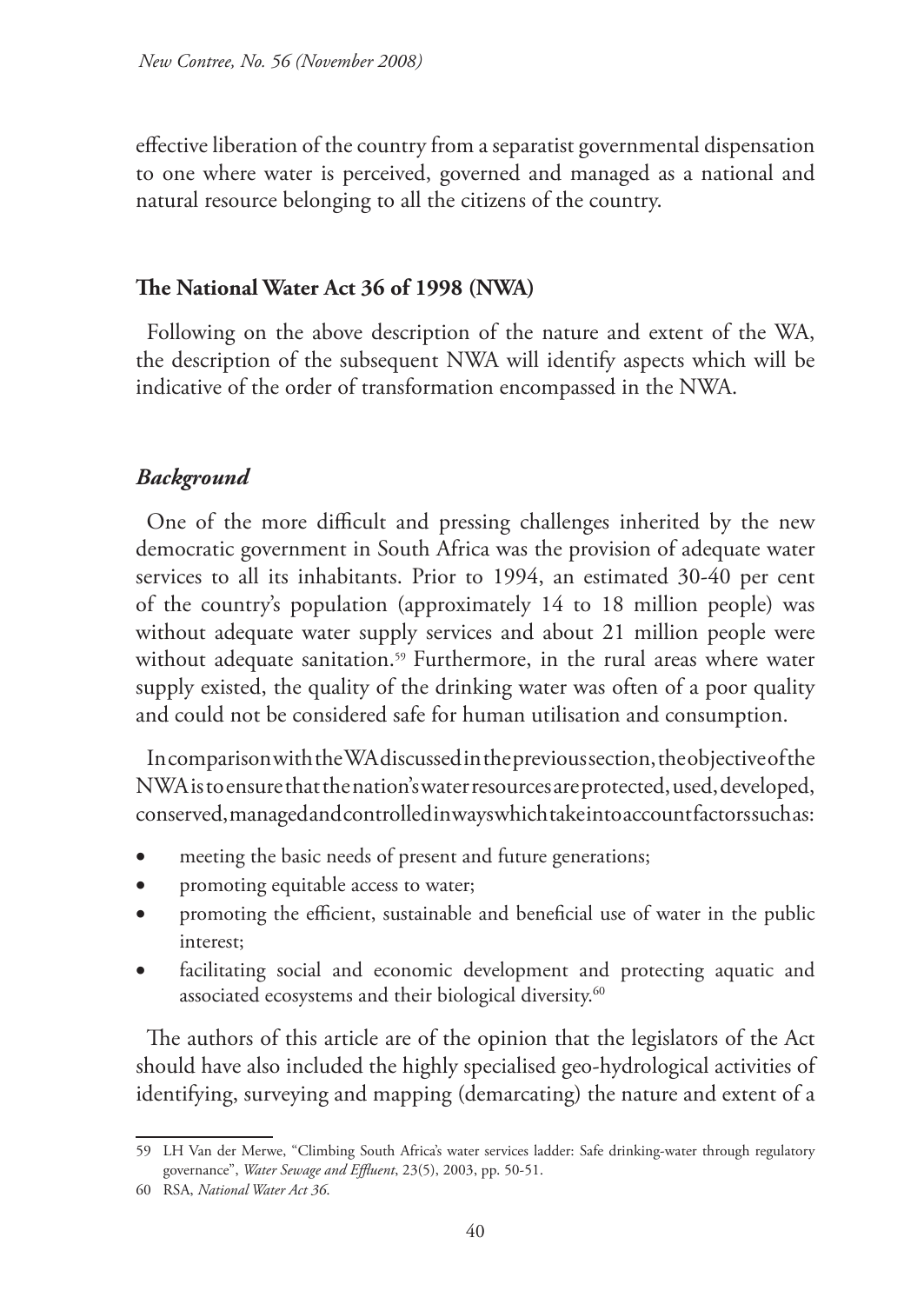effective liberation of the country from a separatist governmental dispensation to one where water is perceived, governed and managed as a national and natural resource belonging to all the citizens of the country.

## The National Water Act 36 of 1998 (NWA)

Following on the above description of the nature and extent of the WA, the description of the subsequent NWA will identify aspects which will be indicative of the order of transformation encompassed in the NWA.

### *Background*

One of the more difficult and pressing challenges inherited by the new democratic government in South Africa was the provision of adequate water services to all its inhabitants. Prior to 1994, an estimated 30-40 per cent of the country's population (approximately 14 to 18 million people) was without adequate water supply services and about 21 million people were without adequate sanitation.[59] Furthermore, in the rural areas where water supply existed, the quality of the drinking water was often of a poor quality and could not be considered safe for human utilisation and consumption.

In comparison with the WA discussed in the previous section, the objective of the NWA is to ensure that the nation's water resources are protected, used, developed, conserved, managed and controlled in ways which take into account factors such as:

- meeting the basic needs of present and future generations;
- promoting equitable access to water;
- promoting the efficient, sustainable and beneficial use of water in the public interest;
- facilitating social and economic development and protecting aquatic and associated ecosystems and their biological diversity.[60]

The authors of this article are of the opinion that the legislators of the Act should have also included the highly specialised geo-hydrological activities of identifying, surveying and mapping (demarcating) the nature and extent of a

59 LH Van der Merwe, "Climbing South Africa's water services ladder: Safe drinking-water through regulatory governance", *Water Sewage and Effluent*, 23(5), 2003, pp. 50-51.

60 RSA, *National Water Act 36*.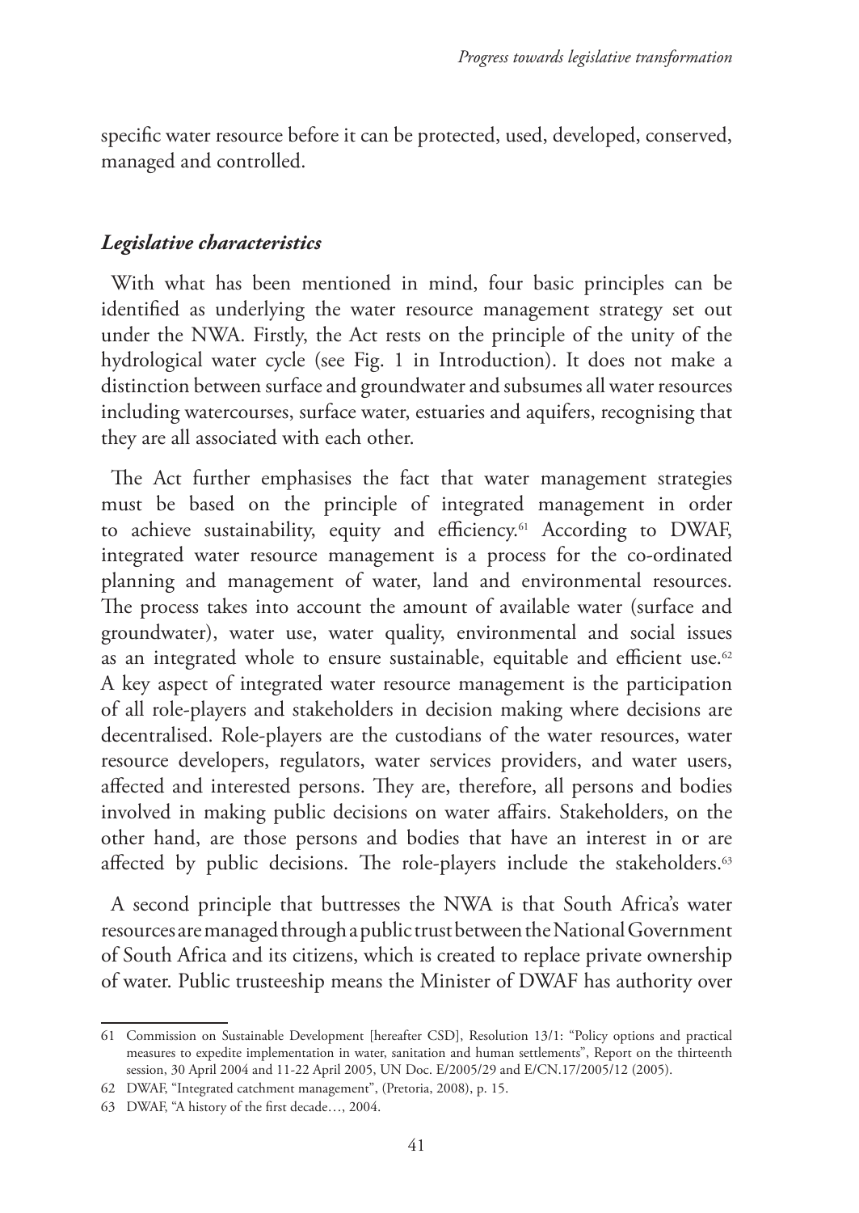specific water resource before it can be protected, used, developed, conserved, managed and controlled.

### *Legislative characteristics*

With what has been mentioned in mind, four basic principles can be identified as underlying the water resource management strategy set out under the NWA. Firstly, the Act rests on the principle of the unity of the hydrological water cycle (see Fig. 1 in Introduction). It does not make a distinction between surface and groundwater and subsumes all water resources including watercourses, surface water, estuaries and aquifers, recognising that they are all associated with each other.

The Act further emphasises the fact that water management strategies must be based on the principle of integrated management in order to achieve sustainability, equity and efficiency.[61] According to DWAF, integrated water resource management is a process for the co-ordinated planning and management of water, land and environmental resources. The process takes into account the amount of available water (surface and groundwater), water use, water quality, environmental and social issues as an integrated whole to ensure sustainable, equitable and efficient use.[62] A key aspect of integrated water resource management is the participation of all role-players and stakeholders in decision making where decisions are decentralised. Role-players are the custodians of the water resources, water resource developers, regulators, water services providers, and water users, affected and interested persons. They are, therefore, all persons and bodies involved in making public decisions on water affairs. Stakeholders, on the other hand, are those persons and bodies that have an interest in or are affected by public decisions. The role-players include the stakeholders.[63]

A second principle that buttresses the NWA is that South Africa's water resources are managed through a public trust between the National Government of South Africa and its citizens, which is created to replace private ownership of water. Public trusteeship means the Minister of DWAF has authority over

---

61 Commission on Sustainable Development [hereafter CSD], Resolution 13/1: "Policy options and practical measures to expedite implementation in water, sanitation and human settlements", Report on the thirteenth session, 30 April 2004 and 11-22 April 2005, UN Doc. E/2005/29 and E/CN.17/2005/12 (2005).

62 DWAF, "Integrated catchment management", (Pretoria, 2008), p. 15.

63 DWAF, "A history of the first decade…, 2004.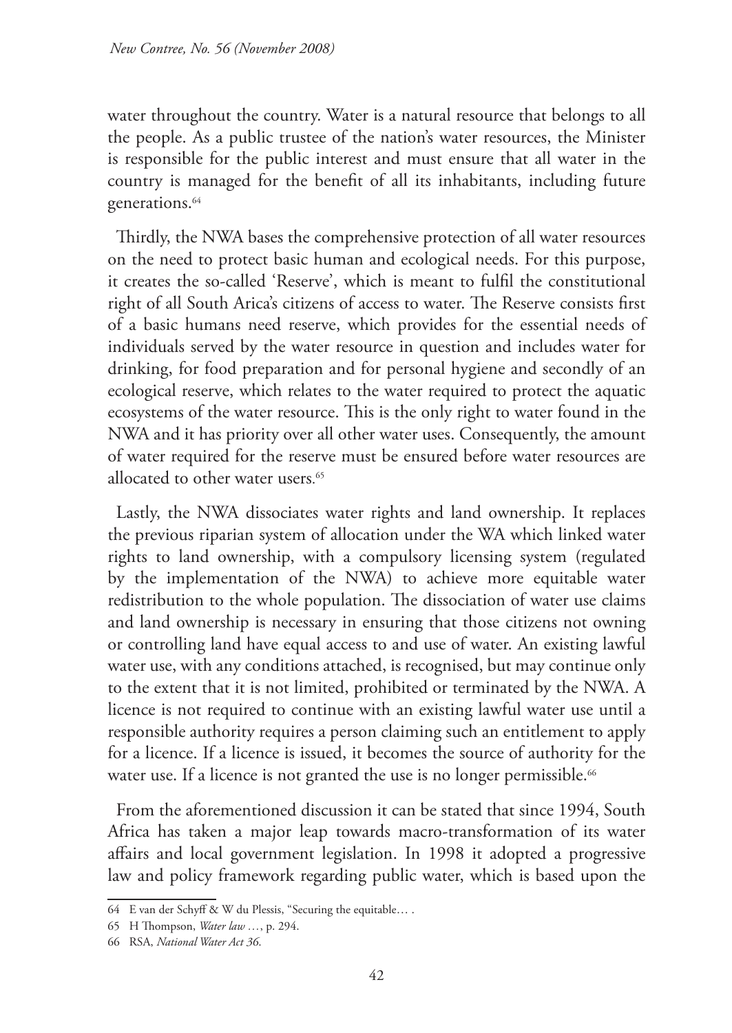water throughout the country. Water is a natural resource that belongs to all the people. As a public trustee of the nation's water resources, the Minister is responsible for the public interest and must ensure that all water in the country is managed for the benefit of all its inhabitants, including future generations.[64]

Thirdly, the NWA bases the comprehensive protection of all water resources on the need to protect basic human and ecological needs. For this purpose, it creates the so-called 'Reserve', which is meant to fulfil the constitutional right of all South Arica's citizens of access to water. The Reserve consists first of a basic humans need reserve, which provides for the essential needs of individuals served by the water resource in question and includes water for drinking, for food preparation and for personal hygiene and secondly of an ecological reserve, which relates to the water required to protect the aquatic ecosystems of the water resource. This is the only right to water found in the NWA and it has priority over all other water uses. Consequently, the amount of water required for the reserve must be ensured before water resources are allocated to other water users.[65]

Lastly, the NWA dissociates water rights and land ownership. It replaces the previous riparian system of allocation under the WA which linked water rights to land ownership, with a compulsory licensing system (regulated by the implementation of the NWA) to achieve more equitable water redistribution to the whole population. The dissociation of water use claims and land ownership is necessary in ensuring that those citizens not owning or controlling land have equal access to and use of water. An existing lawful water use, with any conditions attached, is recognised, but may continue only to the extent that it is not limited, prohibited or terminated by the NWA. A licence is not required to continue with an existing lawful water use until a responsible authority requires a person claiming such an entitlement to apply for a licence. If a licence is issued, it becomes the source of authority for the water use. If a licence is not granted the use is no longer permissible.[66]

From the aforementioned discussion it can be stated that since 1994, South Africa has taken a major leap towards macro-transformation of its water affairs and local government legislation. In 1998 it adopted a progressive law and policy framework regarding public water, which is based upon the

---

64 E van der Schyff & W du Plessis, "Securing the equitable… .

65 H Thompson, *Water law …*, p. 294.

66 RSA, *National Water Act 36.*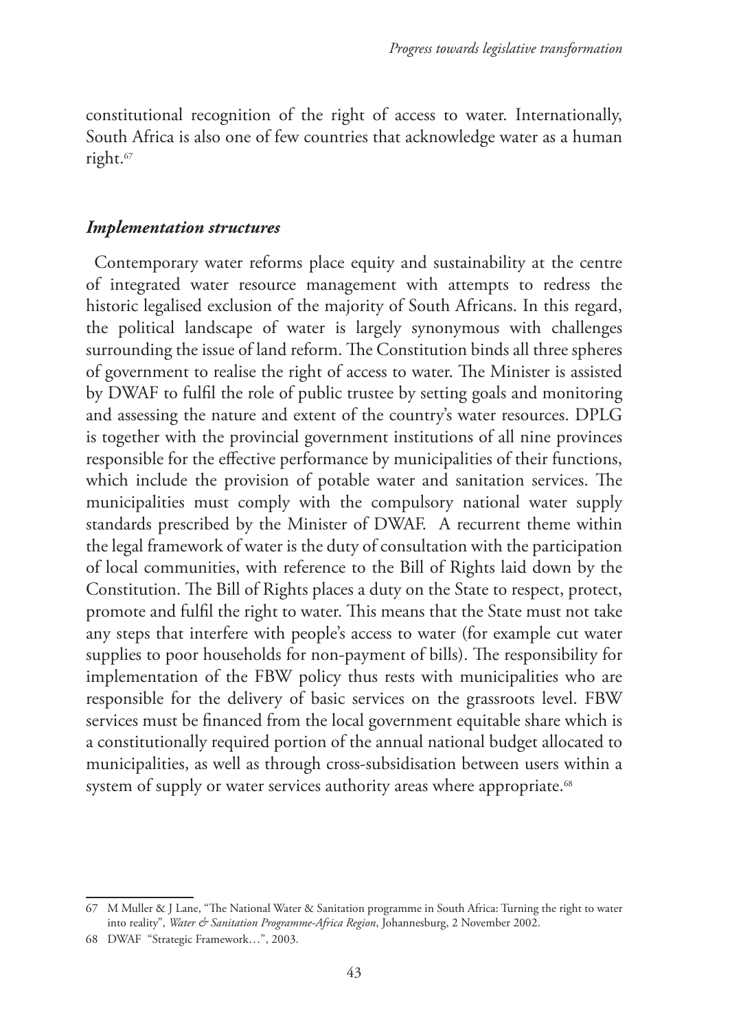constitutional recognition of the right of access to water. Internationally, South Africa is also one of few countries that acknowledge water as a human right.[67]

### *Implementation structures*

Contemporary water reforms place equity and sustainability at the centre of integrated water resource management with attempts to redress the historic legalised exclusion of the majority of South Africans. In this regard, the political landscape of water is largely synonymous with challenges surrounding the issue of land reform. The Constitution binds all three spheres of government to realise the right of access to water. The Minister is assisted by DWAF to fulfil the role of public trustee by setting goals and monitoring and assessing the nature and extent of the country's water resources. DPLG is together with the provincial government institutions of all nine provinces responsible for the effective performance by municipalities of their functions, which include the provision of potable water and sanitation services. The municipalities must comply with the compulsory national water supply standards prescribed by the Minister of DWAF. A recurrent theme within the legal framework of water is the duty of consultation with the participation of local communities, with reference to the Bill of Rights laid down by the Constitution. The Bill of Rights places a duty on the State to respect, protect, promote and fulfil the right to water. This means that the State must not take any steps that interfere with people's access to water (for example cut water supplies to poor households for non-payment of bills). The responsibility for implementation of the FBW policy thus rests with municipalities who are responsible for the delivery of basic services on the grassroots level. FBW services must be financed from the local government equitable share which is a constitutionally required portion of the annual national budget allocated to municipalities, as well as through cross-subsidisation between users within a system of supply or water services authority areas where appropriate.[68]

---

67 M Muller & J Lane, "The National Water & Sanitation programme in South Africa: Turning the right to water into reality", *Water & Sanitation Programme-Africa Region*, Johannesburg, 2 November 2002.

68 DWAF "Strategic Framework…", 2003.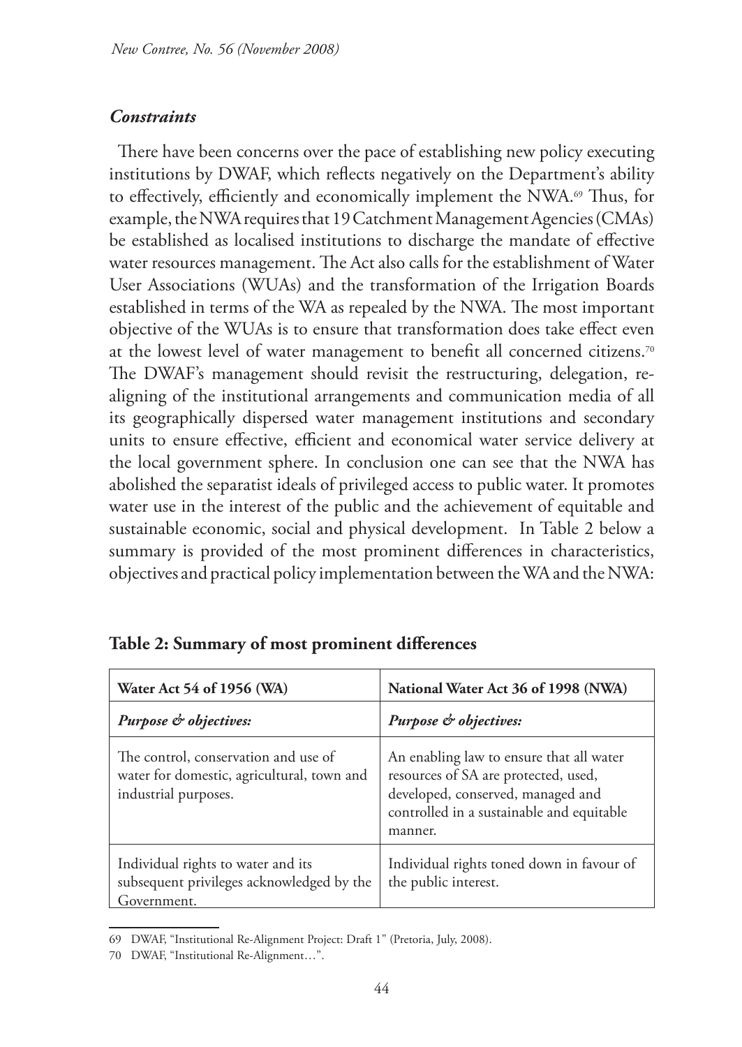### *Constraints*

There have been concerns over the pace of establishing new policy executing institutions by DWAF, which reflects negatively on the Department's ability to effectively, efficiently and economically implement the NWA.[69] Thus, for example, the NWA requires that 19 Catchment Management Agencies (CMAs) be established as localised institutions to discharge the mandate of effective water resources management. The Act also calls for the establishment of Water User Associations (WUAs) and the transformation of the Irrigation Boards established in terms of the WA as repealed by the NWA. The most important objective of the WUAs is to ensure that transformation does take effect even at the lowest level of water management to benefit all concerned citizens.[70] The DWAF's management should revisit the restructuring, delegation, re-aligning of the institutional arrangements and communication media of all its geographically dispersed water management institutions and secondary units to ensure effective, efficient and economical water service delivery at the local government sphere. In conclusion one can see that the NWA has abolished the separatist ideals of privileged access to public water. It promotes water use in the interest of the public and the achievement of equitable and sustainable economic, social and physical development. In Table 2 below a summary is provided of the most prominent differences in characteristics, objectives and practical policy implementation between the WA and the NWA:

**Table 2: Summary of most prominent differences**

| Water Act 54 of 1956 (WA) | National Water Act 36 of 1998 (NWA) |
|---|---|
| ***Purpose & objectives:*** | ***Purpose & objectives:*** |
| The control, conservation and use of water for domestic, agricultural, town and industrial purposes. | An enabling law to ensure that all water resources of SA are protected, used, developed, conserved, managed and controlled in a sustainable and equitable manner. |
| Individual rights to water and its subsequent privileges acknowledged by the Government. | Individual rights toned down in favour of the public interest. |

69 DWAF, "Institutional Re-Alignment Project: Draft 1" (Pretoria, July, 2008).

70 DWAF, "Institutional Re-Alignment…".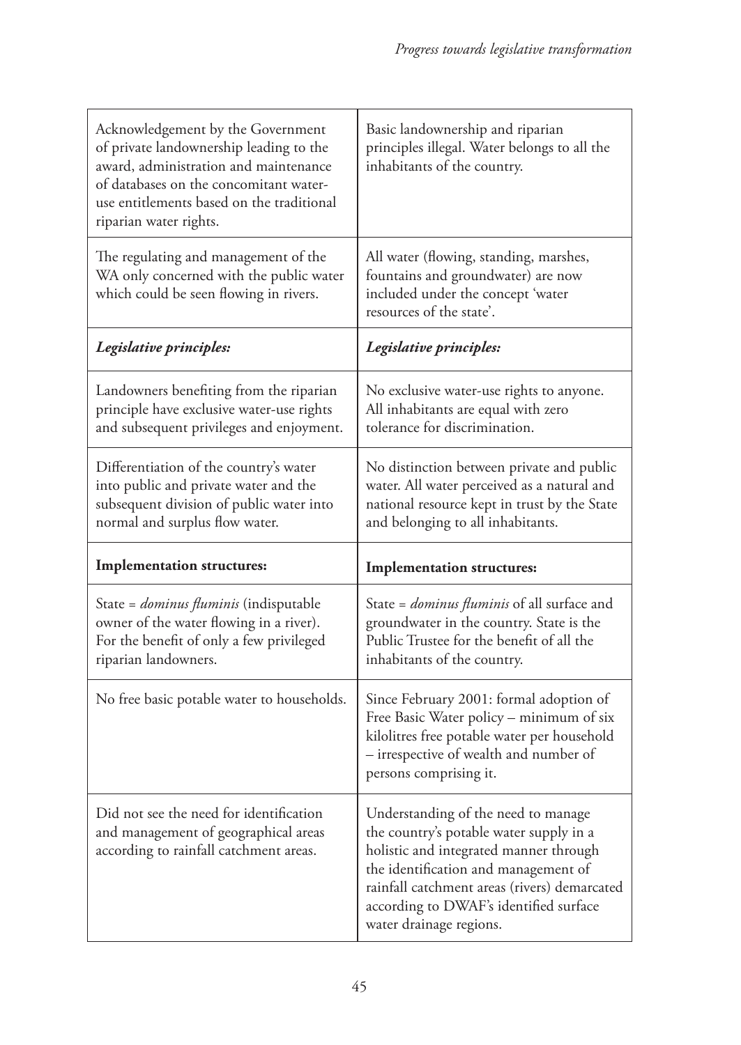| | |
|---|---|
| Acknowledgement by the Government of private landownership leading to the award, administration and maintenance of databases on the concomitant water-use entitlements based on the traditional riparian water rights. | Basic landownership and riparian principles illegal. Water belongs to all the inhabitants of the country. |
| The regulating and management of the WA only concerned with the public water which could be seen flowing in rivers. | All water (flowing, standing, marshes, fountains and groundwater) are now included under the concept 'water resources of the state'. |
| ***Legislative principles:*** | ***Legislative principles:*** |
| Landowners benefiting from the riparian principle have exclusive water-use rights and subsequent privileges and enjoyment. | No exclusive water-use rights to anyone. All inhabitants are equal with zero tolerance for discrimination. |
| Differentiation of the country's water into public and private water and the subsequent division of public water into normal and surplus flow water. | No distinction between private and public water. All water perceived as a natural and national resource kept in trust by the State and belonging to all inhabitants. |
| **Implementation structures:** | **Implementation structures:** |
| State = *dominus fluminis* (indisputable owner of the water flowing in a river). For the benefit of only a few privileged riparian landowners. | State = *dominus fluminis* of all surface and groundwater in the country. State is the Public Trustee for the benefit of all the inhabitants of the country. |
| No free basic potable water to households. | Since February 2001: formal adoption of Free Basic Water policy – minimum of six kilolitres free potable water per household – irrespective of wealth and number of persons comprising it. |
| Did not see the need for identification and management of geographical areas according to rainfall catchment areas. | Understanding of the need to manage the country's potable water supply in a holistic and integrated manner through the identification and management of rainfall catchment areas (rivers) demarcated according to DWAF's identified surface water drainage regions. |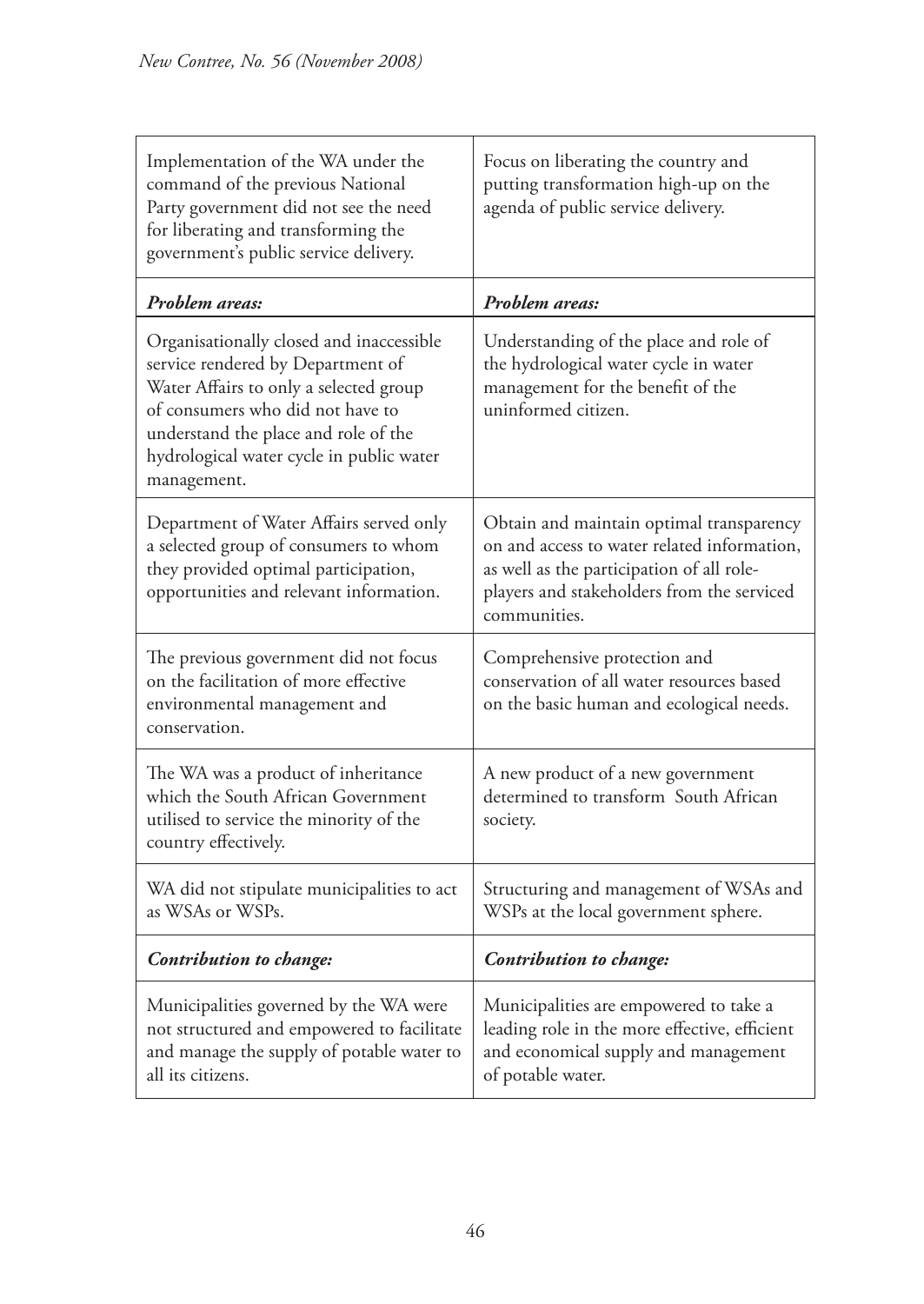| | |
|---|---|
| Implementation of the WA under the command of the previous National Party government did not see the need for liberating and transforming the government's public service delivery. | Focus on liberating the country and putting transformation high-up on the agenda of public service delivery. |
| ***Problem areas:*** | ***Problem areas:*** |
| Organisationally closed and inaccessible service rendered by Department of Water Affairs to only a selected group of consumers who did not have to understand the place and role of the hydrological water cycle in public water management. | Understanding of the place and role of the hydrological water cycle in water management for the benefit of the uninformed citizen. |
| Department of Water Affairs served only a selected group of consumers to whom they provided optimal participation, opportunities and relevant information. | Obtain and maintain optimal transparency on and access to water related information, as well as the participation of all role-players and stakeholders from the serviced communities. |
| The previous government did not focus on the facilitation of more effective environmental management and conservation. | Comprehensive protection and conservation of all water resources based on the basic human and ecological needs. |
| The WA was a product of inheritance which the South African Government utilised to service the minority of the country effectively. | A new product of a new government determined to transform South African society. |
| WA did not stipulate municipalities to act as WSAs or WSPs. | Structuring and management of WSAs and WSPs at the local government sphere. |
| ***Contribution to change:*** | ***Contribution to change:*** |
| Municipalities governed by the WA were not structured and empowered to facilitate and manage the supply of potable water to all its citizens. | Municipalities are empowered to take a leading role in the more effective, efficient and economical supply and management of potable water. |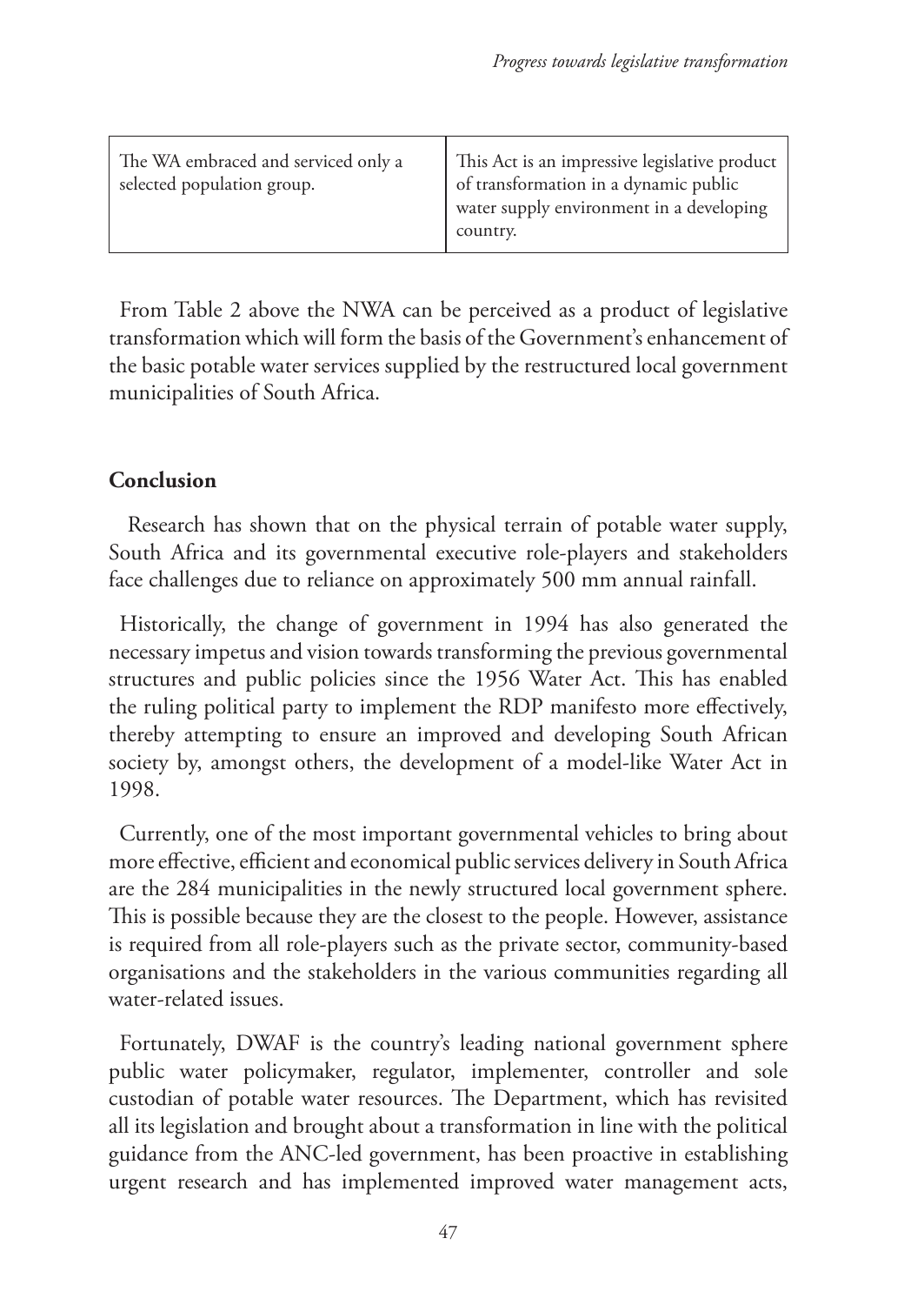| | |
|---|---|
| The WA embraced and serviced only a selected population group. | This Act is an impressive legislative product of transformation in a dynamic public water supply environment in a developing country. |

From Table 2 above the NWA can be perceived as a product of legislative transformation which will form the basis of the Government's enhancement of the basic potable water services supplied by the restructured local government municipalities of South Africa.

## Conclusion

Research has shown that on the physical terrain of potable water supply, South Africa and its governmental executive role-players and stakeholders face challenges due to reliance on approximately 500 mm annual rainfall.

Historically, the change of government in 1994 has also generated the necessary impetus and vision towards transforming the previous governmental structures and public policies since the 1956 Water Act. This has enabled the ruling political party to implement the RDP manifesto more effectively, thereby attempting to ensure an improved and developing South African society by, amongst others, the development of a model-like Water Act in 1998.

Currently, one of the most important governmental vehicles to bring about more effective, efficient and economical public services delivery in South Africa are the 284 municipalities in the newly structured local government sphere. This is possible because they are the closest to the people. However, assistance is required from all role-players such as the private sector, community-based organisations and the stakeholders in the various communities regarding all water-related issues.

Fortunately, DWAF is the country's leading national government sphere public water policymaker, regulator, implementer, controller and sole custodian of potable water resources. The Department, which has revisited all its legislation and brought about a transformation in line with the political guidance from the ANC-led government, has been proactive in establishing urgent research and has implemented improved water management acts,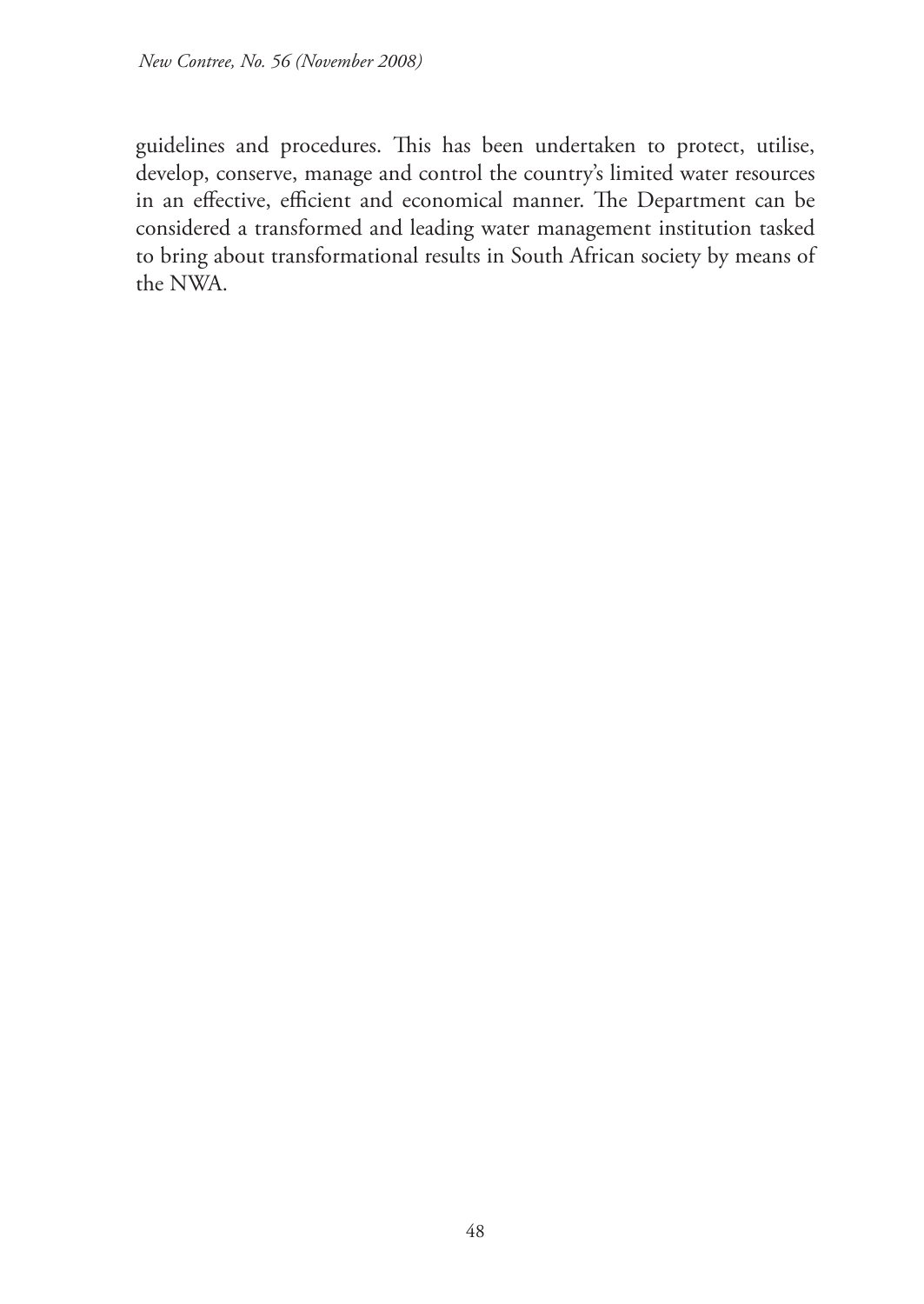guidelines and procedures. This has been undertaken to protect, utilise, develop, conserve, manage and control the country's limited water resources in an effective, efficient and economical manner. The Department can be considered a transformed and leading water management institution tasked to bring about transformational results in South African society by means of the NWA.